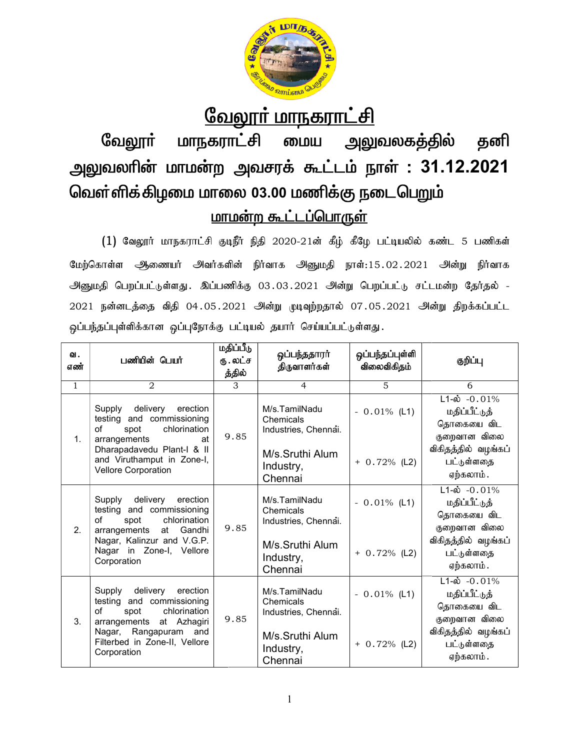# வேலூர் மாநகராட்சி

## வேலூர் மாநகராட்சி மைய அலுவலகத்தில் தனி அலுவலரின் மாமன்ற அவசரக் கூட்டம் நாள் : 31.12.2021 வெள்ளிக்கிழமை மாலை 03.00 மணிக்கு நடைபெறும்

### மாமன்ற கூட்டப்பொருள்

(1) வேலூர் மாநகராட்சி குடிநீர் நிதி 2020-21ன் கீழ் கீழே பட்டியலில் கண்ட 5 பணிகள் மேற்கொள்ள ஆணையர் அவர்களின் நிர்வாக அனுமதி நாள்:15.02.2021 அன்று நிர்வாக அனுமதி பெறப்பட்டுள்ளது. இப்பணிக்கு 03.03.2021 அன்று பெறப்பட்டு சட்டமன்ற தேர்தல் - 2021 நன்னடத்தை விதி 04.05.2021 அன்று முடிவுற்றதால் 07.05.2021 அன்று திறக்கப்பட்ட ஒப்பந்தப்புள்ளிக்கான ஒப்புநோக்கு பட்டியல் தயார் செய்யப்பட்டுள்ளது.

| வ. எண் | பணியின் பெயர் | மதிப்பீடு ரு.லட்சத்தில் | ஒப்பந்ததாரர் திருவாளர்கள் | ஒப்பந்தப்புள்ளி விலைவிகிதம் | குறிப்பு |
|---|---|---|---|---|---|
| 1 | 2 | 3 | 4 | 5 | 6 |
| 1. | Supply delivery erection testing and commissioning of spot chlorination arrangements at Dharapadavedu Plant-I & II and Viruthamput in Zone-I, Vellore Corporation | 9.85 | M/s.TamilNadu Chemicals Industries, Chennai.<br><br>M/s.Sruthi Alum Industry, Chennai | - 0.01% (L1)<br><br>+ 0.72% (L2) | L1-ல் -0.01% மதிப்பீட்டுத் தொகையை விட குறைவான விலை விகிதத்தில் வழங்கப் பட்டுள்ளதை ஏற்கலாம். |
| 2. | Supply delivery erection testing and commissioning of spot chlorination arrangements at Gandhi Nagar, Kalinzur and V.G.P. Nagar in Zone-I, Vellore Corporation | 9.85 | M/s.TamilNadu Chemicals Industries, Chennai.<br><br>M/s.Sruthi Alum Industry, Chennai | - 0.01% (L1)<br><br>+ 0.72% (L2) | L1-ல் -0.01% மதிப்பீட்டுத் தொகையை விட குறைவான விலை விகிதத்தில் வழங்கப் பட்டுள்ளதை ஏற்கலாம். |
| 3. | Supply delivery erection testing and commissioning of spot chlorination arrangements at Azhagiri Nagar, Rangapuram and Filterbed in Zone-II, Vellore Corporation | 9.85 | M/s.TamilNadu Chemicals Industries, Chennai.<br><br>M/s.Sruthi Alum Industry, Chennai | - 0.01% (L1)<br><br>+ 0.72% (L2) | L1-ல் -0.01% மதிப்பீட்டுத் தொகையை விட குறைவான விலை விகிதத்தில் வழங்கப் பட்டுள்ளதை ஏற்கலாம். |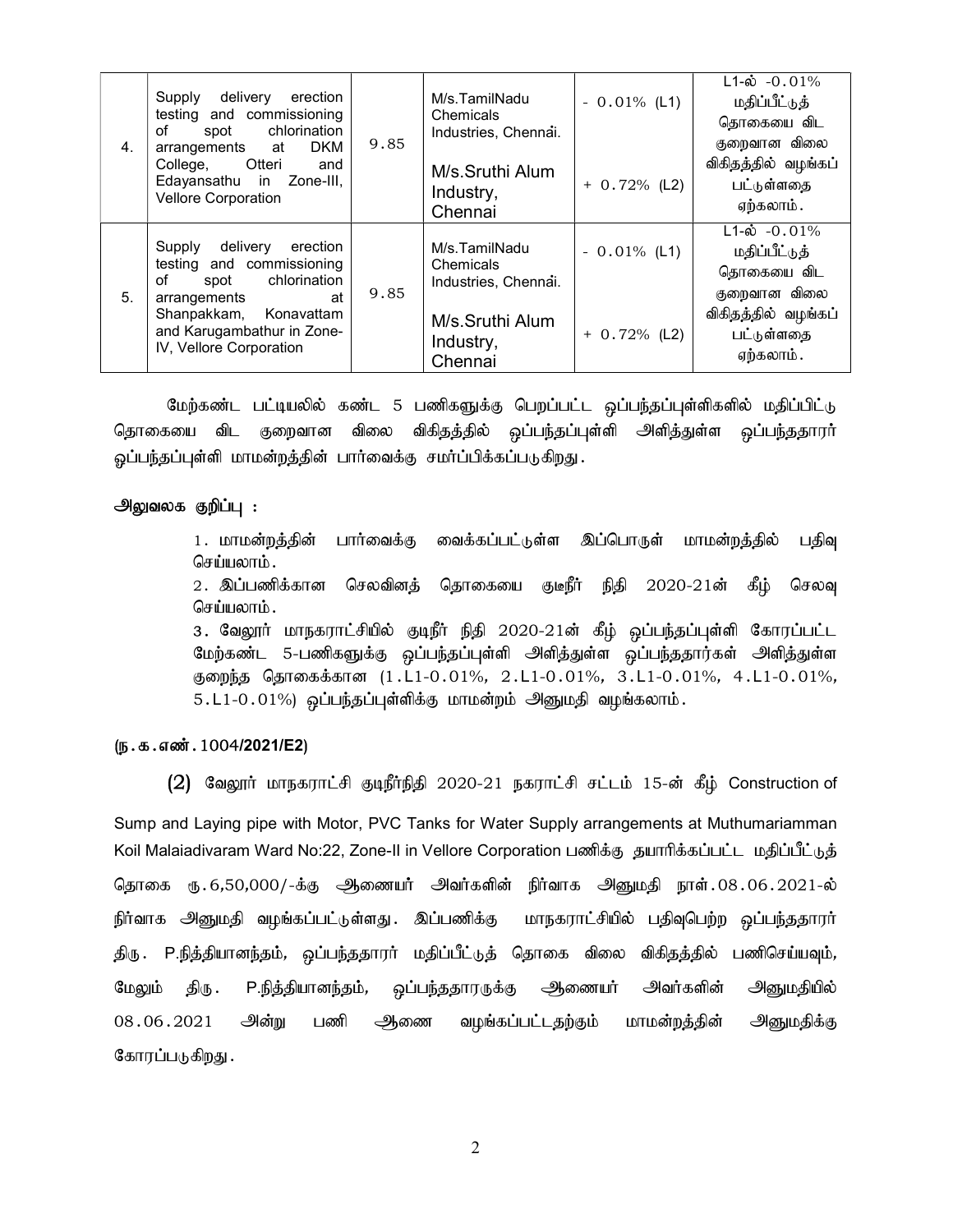| 4. | Supply delivery erection testing and commissioning of spot chlorination arrangements at DKM College, Otteri and Edayansathu in Zone-III, Vellore Corporation | 9.85 | M/s.TamilNadu Chemicals Industries, Chennai.<br><br>M/s.Sruthi Alum Industry, Chennai | - 0.01% (L1)<br><br>+ 0.72% (L2) | L1-ல் -0.01% மதிப்பீட்டுத் தொகையை விட குறைவான விலை விகிதத்தில் வழங்கப் பட்டுள்ளதை ஏற்கலாம். |
|---|---|---|---|---|---|
| 5. | Supply delivery erection testing and commissioning of spot chlorination arrangements at Shanpakkam, Konavattam and Karugambathur in Zone-IV, Vellore Corporation | 9.85 | M/s.TamilNadu Chemicals Industries, Chennai.<br><br>M/s.Sruthi Alum Industry, Chennai | - 0.01% (L1)<br><br>+ 0.72% (L2) | L1-ல் -0.01% மதிப்பீட்டுத் தொகையை விட குறைவான விலை விகிதத்தில் வழங்கப் பட்டுள்ளதை ஏற்கலாம். |

மேற்கண்ட பட்டியலில் கண்ட 5 பணிகளுக்கு பெறப்பட்ட ஒப்பந்தப்புள்ளிகளில் மதிப்பிட்டு தொகையை விட குறைவான விலை விகிதத்தில் ஒப்பந்தப்புள்ளி அளித்துள்ள ஒப்பந்ததாரர் ஒப்பந்தப்புள்ளி மாமன்றத்தின் பார்வைக்கு சமர்ப்பிக்கப்படுகிறது.

**அலுவலக குறிப்பு :**

1. மாமன்றத்தின் பார்வைக்கு வைக்கப்பட்டுள்ள இப்பொருள் மாமன்றத்தில் பதிவு செய்யலாம்.
2. இப்பணிக்கான செலவினத் தொகையை குடிநீர் நிதி 2020-21ன் கீழ் செலவு செய்யலாம்.
3. வேலூர் மாநகராட்சியில் குடிநீர் நிதி 2020-21ன் கீழ் ஒப்பந்தப்புள்ளி கோரப்பட்ட மேற்கண்ட 5-பணிகளுக்கு ஒப்பந்தப்புள்ளி அளித்துள்ள ஒப்பந்ததார்கள் அளித்துள்ள குறைந்த தொகைக்கான (1.L1-0.01%, 2.L1-0.01%, 3.L1-0.01%, 4.L1-0.01%, 5.L1-0.01%) ஒப்பந்தப்புள்ளிக்கு மாமன்றம் அனுமதி வழங்கலாம்.

**(ந.க.எண். 1004/2021/E2)**

**(2)** வேலூர் மாநகராட்சி குடிநீர்நிதி 2020-21 நகராட்சி சட்டம் 15-ன் கீழ் Construction of Sump and Laying pipe with Motor, PVC Tanks for Water Supply arrangements at Muthumariamman Koil Malaiadivaram Ward No:22, Zone-II in Vellore Corporation பணிக்கு தயாரிக்கப்பட்ட மதிப்பீட்டுத் தொகை ரு.6,50,000/-க்கு ஆணையர் அவர்களின் நிர்வாக அனுமதி நாள்.08.06.2021-ல் நிர்வாக அனுமதி வழங்கப்பட்டுள்ளது. இப்பணிக்கு மாநகராட்சியில் பதிவுபெற்ற ஒப்பந்ததாரர் திரு. P.நித்தியானந்தம், ஒப்பந்ததாரர் மதிப்பீட்டுத் தொகை விலை விகிதத்தில் பணிசெய்யவும், மேலும் திரு. P.நித்தியானந்தம், ஒப்பந்ததாரருக்கு ஆணையர் அவர்களின் அனுமதியில் 08.06.2021 அன்று பணி ஆணை வழங்கப்பட்டதற்கும் மாமன்றத்தின் அனுமதிக்கு கோரப்படுகிறது.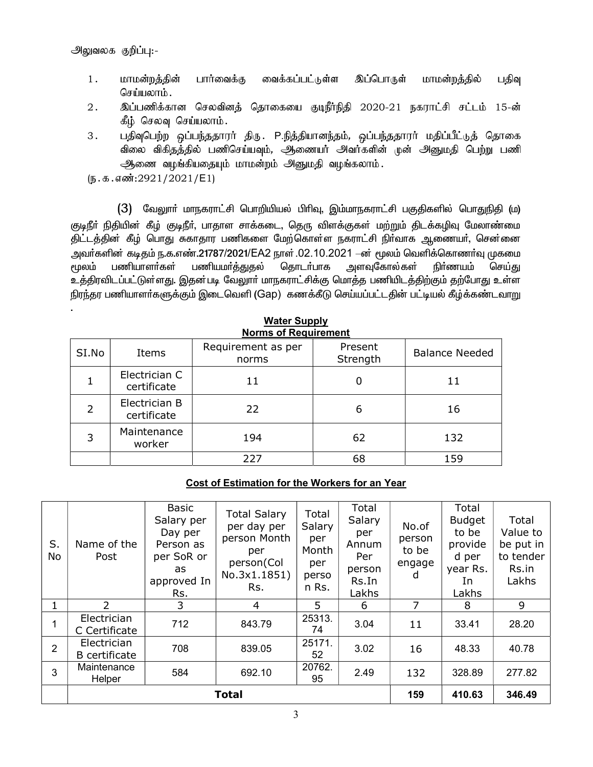அலுவலக குறிப்பு:-

1. மாமன்றத்தின் பார்வைக்கு வைக்கப்பட்டுள்ள இப்பொருள் மாமன்றத்தில் பதிவு செய்யலாம்.
2. இப்பணிக்கான செலவினத் தொகையை குடிநீர்நிதி 2020-21 நகராட்சி சட்டம் 15-ன் கீழ் செலவு செய்யலாம்.
3. பதிவுபெற்ற ஒப்பந்ததாரர் திரு. P.நித்தியானந்தம், ஒப்பந்ததாரர் மதிப்பீட்டுத் தொகை விலை விகிதத்தில் பணிசெய்யவும், ஆணையர் அவர்களின் முன் அனுமதி பெற்று பணி ஆணை வழங்கியதையும் மாமன்றம் அனுமதி வழங்கலாம்.

(ந.க.எண்:2921/2021/E1)

(3) வேலூர் மாநகராட்சி பொறியியல் பிரிவு, இம்மாநகராட்சி பகுதிகளில் பொதுநிதி (ம) குடிநீர் நிதியின் கீழ் குடிநீர், பாதாள சாக்கடை, தெரு விளக்குகள் மற்றும் திடக்கழிவு மேலாண்மை திட்டத்தின் கீழ் பொது சுகாதார பணிகளை மேற்கொள்ள நகராட்சி நிர்வாக ஆணையர், சென்னை அவர்களின் கடிதம் ந.க.எண்.21787/2021/EA2 நாள்.02.10.2021 –ன் மூலம் வெளிக்கொணர்வு முகமை மூலம் பணியாளர்கள் பணியமர்த்துதல் தொடர்பாக அளவுகோல்கள் நிர்ணயம் செய்து உத்திரவிடப்பட்டுள்ளது. இதன்படி வேலூர் மாநகராட்சிக்கு மொத்த பணியிடத்திற்கும் தற்போது உள்ள நிரந்தர பணியாளர்களுக்கும் இடைவெளி (Gap) கணக்கீடு செய்யப்பட்டதின் பட்டியல் கீழ்க்கண்டவாறு .

**Water Supply**

**Norms of Requirement**

| SI.No | Items | Requirement as per norms | Present Strength | Balance Needed |
|---|---|---|---|---|
| 1 | Electrician C certificate | 11 | 0 | 11 |
| 2 | Electrician B certificate | 22 | 6 | 16 |
| 3 | Maintenance worker | 194 | 62 | 132 |
| | | 227 | 68 | 159 |

**Cost of Estimation for the Workers for an Year**

| S. No | Name of the Post | Basic Salary per Day per Person as per SoR or as approved In Rs. | Total Salary per day per person Month per person(Col No.3x1.1851) Rs. | Total Salary per Month per person Rs. | Total Salary per Annum Per person Rs.In Lakhs | No.of person to be engaged | Total Budget to be provided per year Rs. In Lakhs | Total Value to be put in to tender Rs.in Lakhs |
|---|---|---|---|---|---|---|---|---|
| 1 | 2 | 3 | 4 | 5 | 6 | 7 | 8 | 9 |
| 1 | Electrician C Certificate | 712 | 843.79 | 25313.74 | 3.04 | 11 | 33.41 | 28.20 |
| 2 | Electrician B certificate | 708 | 839.05 | 25171.52 | 3.02 | 16 | 48.33 | 40.78 |
| 3 | Maintenance Helper | 584 | 692.10 | 20762.95 | 2.49 | 132 | 328.89 | 277.82 |
| | **Total** | | | | | **159** | **410.63** | **346.49** |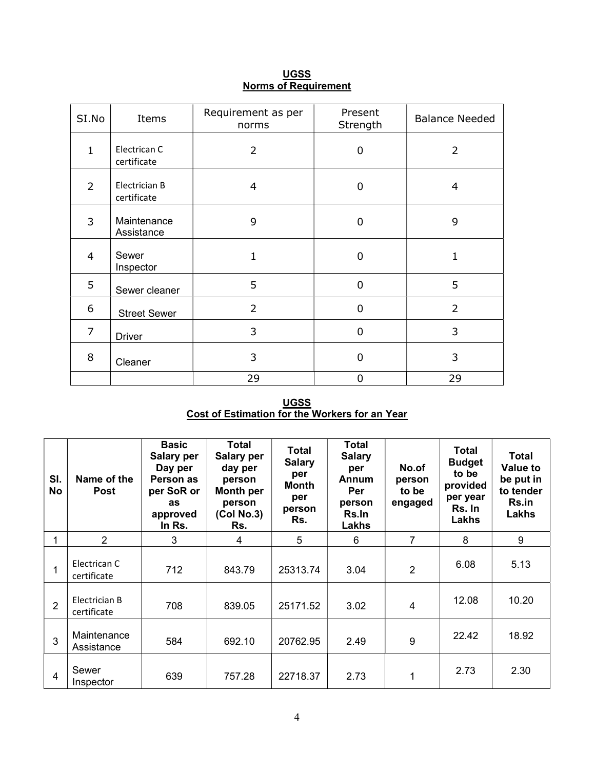## UGSS
## Norms of Requirement

| SI.No | Items | Requirement as per norms | Present Strength | Balance Needed |
|---|---|---|---|---|
| 1 | Electrican C certificate | 2 | 0 | 2 |
| 2 | Electrician B certificate | 4 | 0 | 4 |
| 3 | Maintenance Assistance | 9 | 0 | 9 |
| 4 | Sewer Inspector | 1 | 0 | 1 |
| 5 | Sewer cleaner | 5 | 0 | 5 |
| 6 | Street Sewer | 2 | 0 | 2 |
| 7 | Driver | 3 | 0 | 3 |
| 8 | Cleaner | 3 | 0 | 3 |
| | | 29 | 0 | 29 |

## UGSS
## Cost of Estimation for the Workers for an Year

| Sl. No | Name of the Post | Basic Salary per Day per Person as per SoR or as approved In Rs. | Total Salary per day per person Month per person (Col No.3) Rs. | Total Salary per Month per person Rs. | Total Salary per Annum Per person Rs.In Lakhs | No.of person to be engaged | Total Budget to be provided per year Rs. In Lakhs | Total Value to be put in to tender Rs.in Lakhs |
|---|---|---|---|---|---|---|---|---|
| 1 | 2 | 3 | 4 | 5 | 6 | 7 | 8 | 9 |
| 1 | Electrican C certificate | 712 | 843.79 | 25313.74 | 3.04 | 2 | 6.08 | 5.13 |
| 2 | Electrician B certificate | 708 | 839.05 | 25171.52 | 3.02 | 4 | 12.08 | 10.20 |
| 3 | Maintenance Assistance | 584 | 692.10 | 20762.95 | 2.49 | 9 | 22.42 | 18.92 |
| 4 | Sewer Inspector | 639 | 757.28 | 22718.37 | 2.73 | 1 | 2.73 | 2.30 |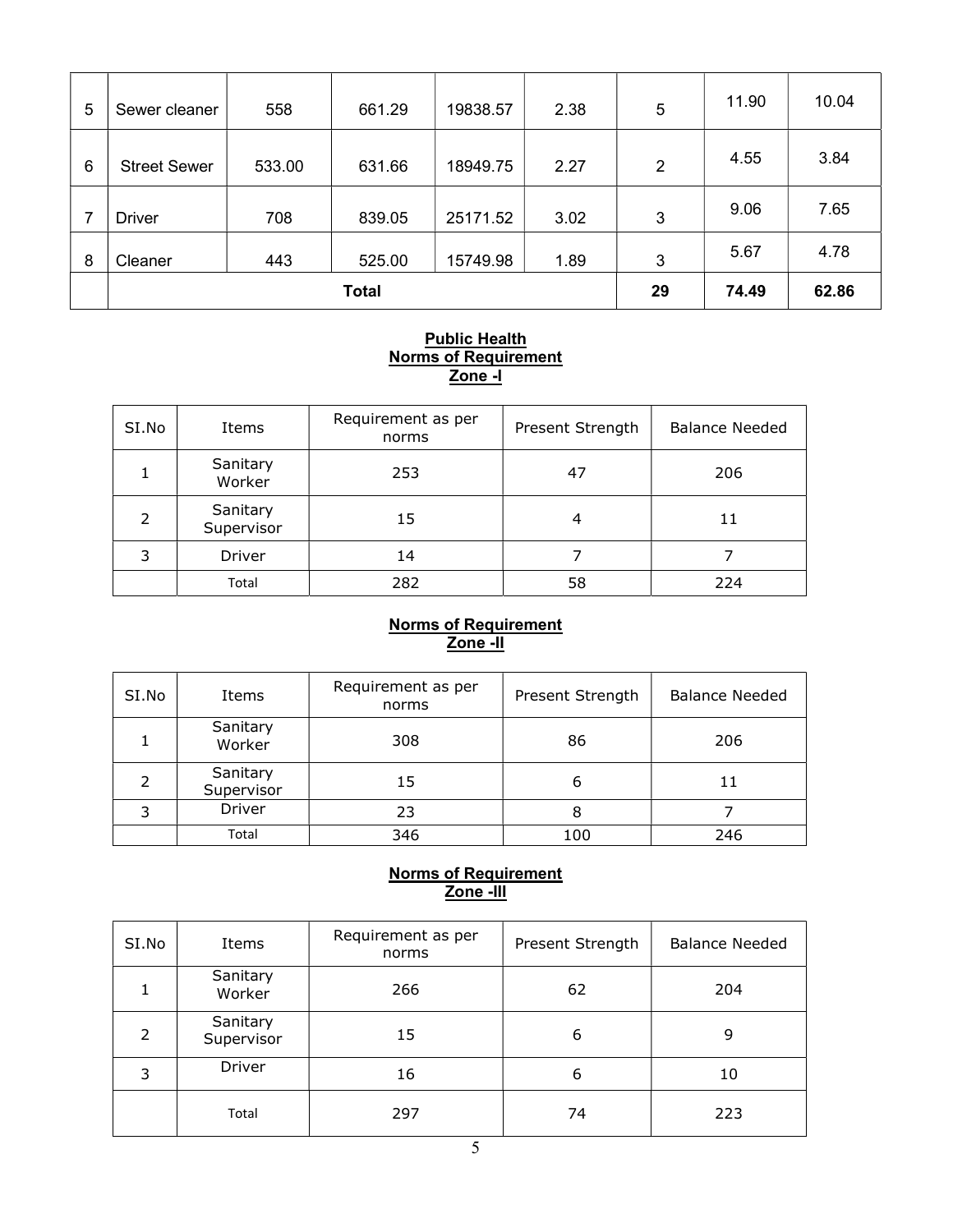| 5 | Sewer cleaner | 558 | 661.29 | 19838.57 | 2.38 | 5 | 11.90 | 10.04 |
|---|---|---|---|---|---|---|---|---|
| 6 | Street Sewer | 533.00 | 631.66 | 18949.75 | 2.27 | 2 | 4.55 | 3.84 |
| 7 | Driver | 708 | 839.05 | 25171.52 | 3.02 | 3 | 9.06 | 7.65 |
| 8 | Cleaner | 443 | 525.00 | 15749.98 | 1.89 | 3 | 5.67 | 4.78 |
| | **Total** | | | | | **29** | **74.49** | **62.86** |

## Public Health
### Norms of Requirement
### Zone -I

| SI.No | Items | Requirement as per norms | Present Strength | Balance Needed |
|---|---|---|---|---|
| 1 | Sanitary Worker | 253 | 47 | 206 |
| 2 | Sanitary Supervisor | 15 | 4 | 11 |
| 3 | Driver | 14 | 7 | 7 |
| | Total | 282 | 58 | 224 |

### Norms of Requirement
### Zone -II

| SI.No | Items | Requirement as per norms | Present Strength | Balance Needed |
|---|---|---|---|---|
| 1 | Sanitary Worker | 308 | 86 | 206 |
| 2 | Sanitary Supervisor | 15 | 6 | 11 |
| 3 | Driver | 23 | 8 | 7 |
| | Total | 346 | 100 | 246 |

### Norms of Requirement
### Zone -III

| SI.No | Items | Requirement as per norms | Present Strength | Balance Needed |
|---|---|---|---|---|
| 1 | Sanitary Worker | 266 | 62 | 204 |
| 2 | Sanitary Supervisor | 15 | 6 | 9 |
| 3 | Driver | 16 | 6 | 10 |
| | Total | 297 | 74 | 223 |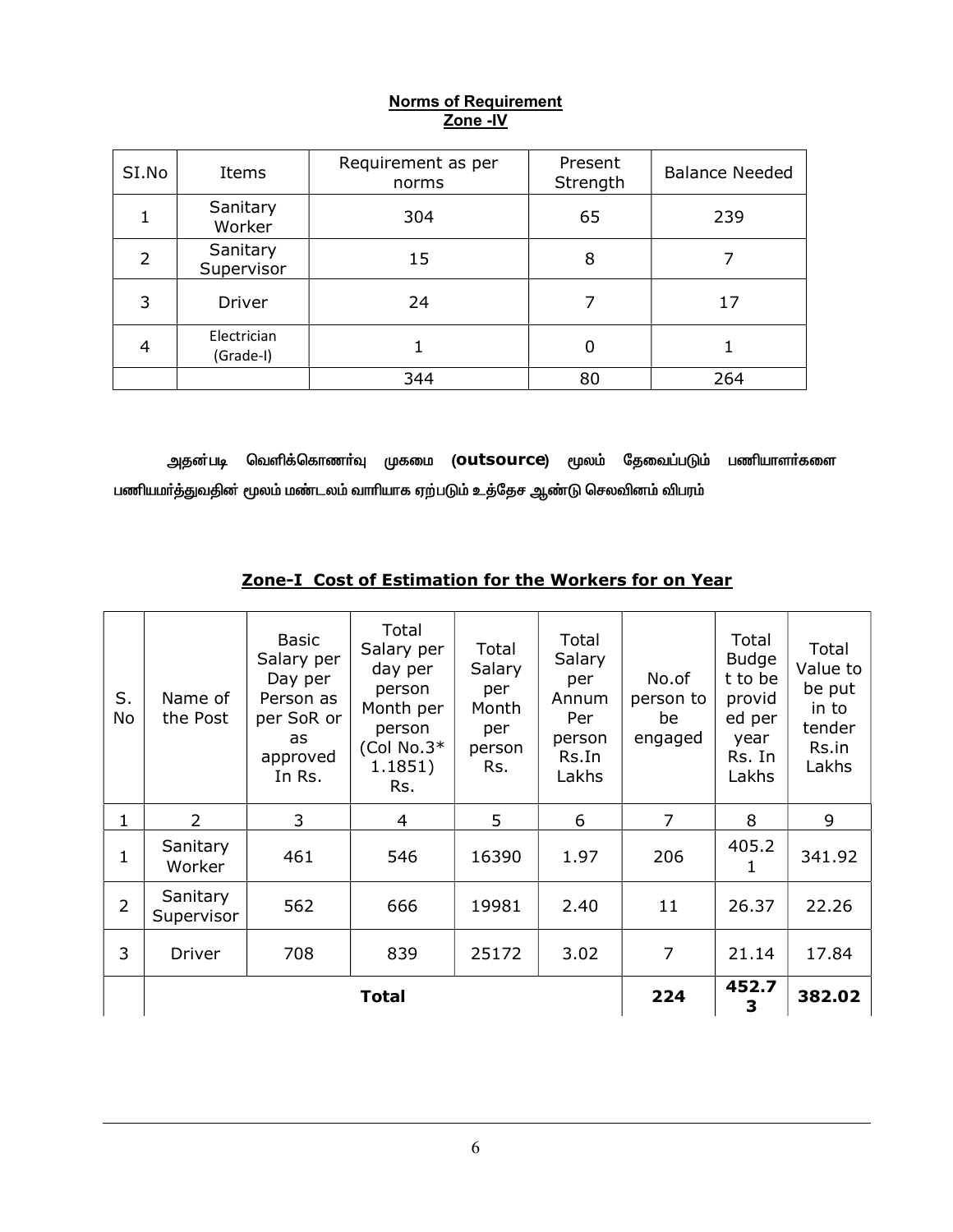**Norms of Requirement**
**Zone -IV**

| SI.No | Items | Requirement as per norms | Present Strength | Balance Needed |
|---|---|---|---|---|
| 1 | Sanitary Worker | 304 | 65 | 239 |
| 2 | Sanitary Supervisor | 15 | 8 | 7 |
| 3 | Driver | 24 | 7 | 17 |
| 4 | Electrician (Grade-I) | 1 | 0 | 1 |
| | | 344 | 80 | 264 |

அதன்படி வெளிக்கொணர்வு முகமை (**outsource**) மூலம் தேவைப்படும் பணியாளர்களை பணியமர்த்துவதின் மூலம் மண்டலம் வாரியாக ஏற்படும் உத்தேச ஆண்டு செலவினம் விபரம்

**Zone-I Cost of Estimation for the Workers for on Year**

| S. No | Name of the Post | Basic Salary per Day per Person as per SoR or as approved In Rs. | Total Salary per day per person Month per person (Col No.3* 1.1851) Rs. | Total Salary per Month per person Rs. | Total Salary per Annum Per person Rs.In Lakhs | No.of person to be engaged | Total Budget to be provided per year Rs. In Lakhs | Total Value to be put in to tender Rs.in Lakhs |
|---|---|---|---|---|---|---|---|---|
| 1 | 2 | 3 | 4 | 5 | 6 | 7 | 8 | 9 |
| 1 | Sanitary Worker | 461 | 546 | 16390 | 1.97 | 206 | 405.21 | 341.92 |
| 2 | Sanitary Supervisor | 562 | 666 | 19981 | 2.40 | 11 | 26.37 | 22.26 |
| 3 | Driver | 708 | 839 | 25172 | 3.02 | 7 | 21.14 | 17.84 |
| | **Total** | | | | | **224** | **452.73** | **382.02** |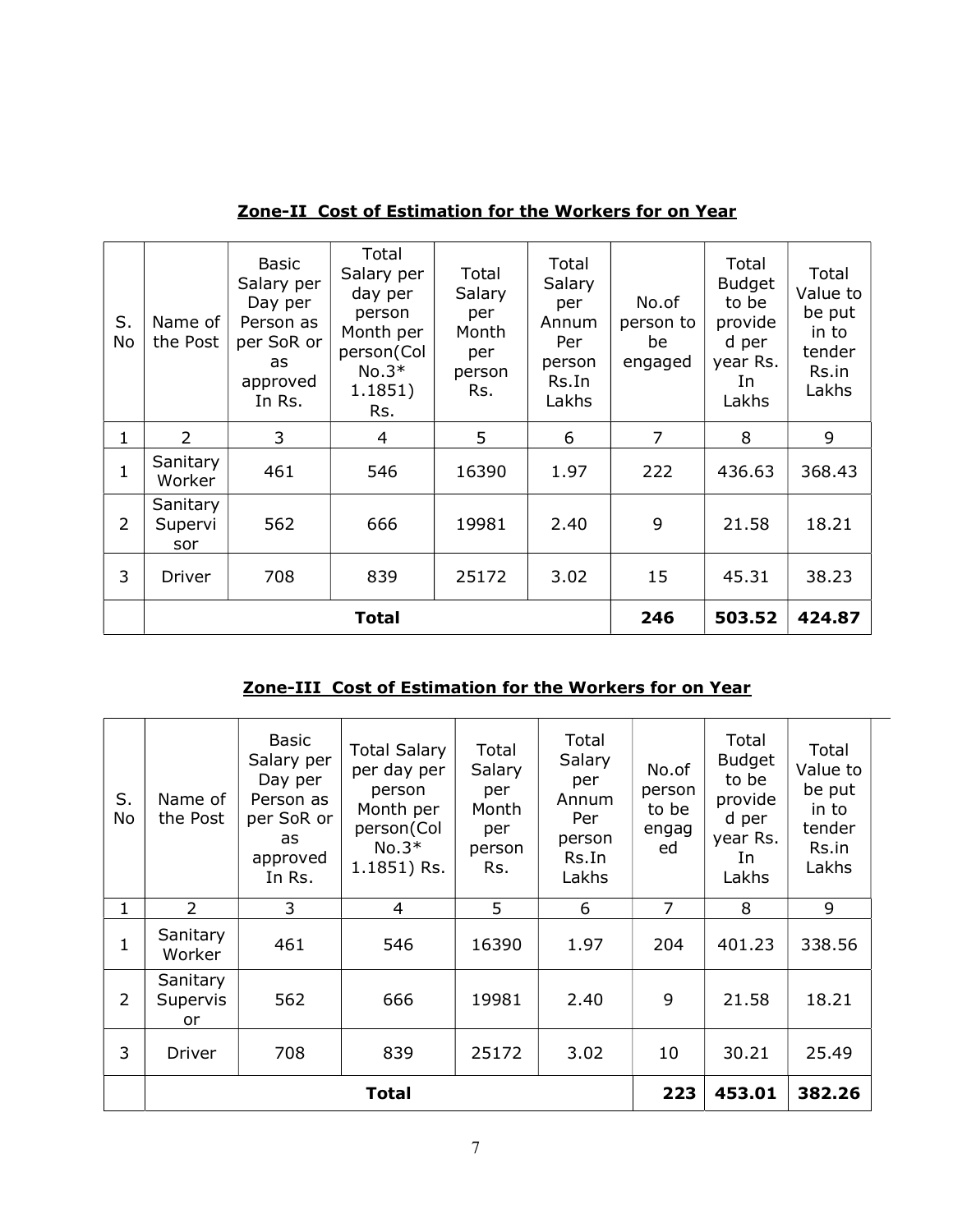**Zone-II Cost of Estimation for the Workers for on Year**

| S. No | Name of the Post | Basic Salary per Day per Person as per SoR or as approved In Rs. | Total Salary per day per person Month per person(Col No.3* 1.1851) Rs. | Total Salary per Month per person Rs. | Total Salary per Annum Per person Rs.In Lakhs | No.of person to be engaged | Total Budget to be provided per year Rs. In Lakhs | Total Value to be put in to tender Rs.in Lakhs |
|---|---|---|---|---|---|---|---|---|
| 1 | 2 | 3 | 4 | 5 | 6 | 7 | 8 | 9 |
| 1 | Sanitary Worker | 461 | 546 | 16390 | 1.97 | 222 | 436.63 | 368.43 |
| 2 | Sanitary Supervisor | 562 | 666 | 19981 | 2.40 | 9 | 21.58 | 18.21 |
| 3 | Driver | 708 | 839 | 25172 | 3.02 | 15 | 45.31 | 38.23 |
| | **Total** | | | | | **246** | **503.52** | **424.87** |

**Zone-III Cost of Estimation for the Workers for on Year**

| S. No | Name of the Post | Basic Salary per Day per Person as per SoR or as approved In Rs. | Total Salary per day per person Month per person(Col No.3* 1.1851) Rs. | Total Salary per Month per person Rs. | Total Salary per Annum Per person Rs.In Lakhs | No.of person to be engaged | Total Budget to be provided per year Rs. In Lakhs | Total Value to be put in to tender Rs.in Lakhs |
|---|---|---|---|---|---|---|---|---|
| 1 | 2 | 3 | 4 | 5 | 6 | 7 | 8 | 9 |
| 1 | Sanitary Worker | 461 | 546 | 16390 | 1.97 | 204 | 401.23 | 338.56 |
| 2 | Sanitary Supervisor | 562 | 666 | 19981 | 2.40 | 9 | 21.58 | 18.21 |
| 3 | Driver | 708 | 839 | 25172 | 3.02 | 10 | 30.21 | 25.49 |
| | **Total** | | | | | **223** | **453.01** | **382.26** |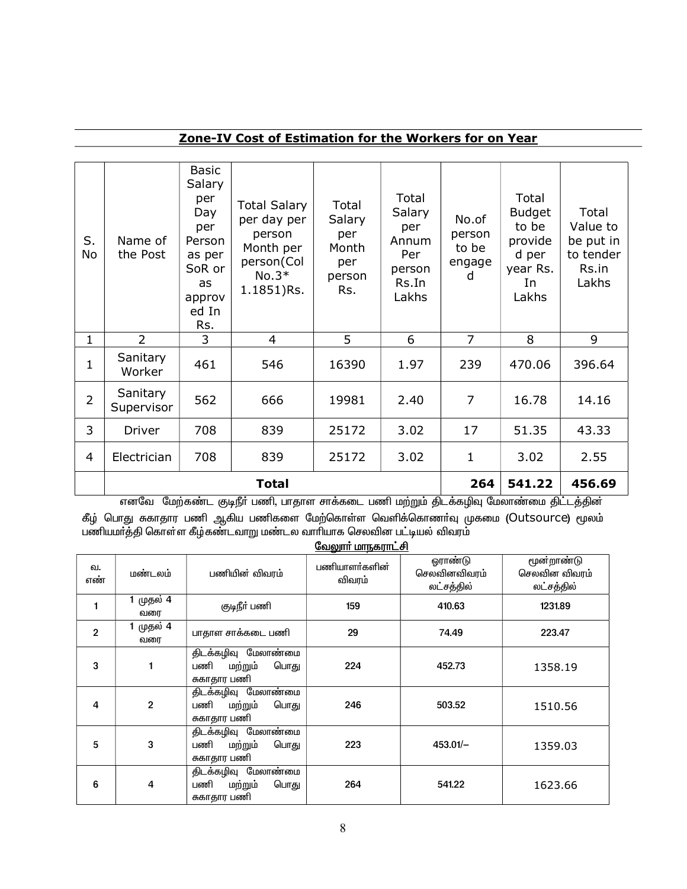## Zone-IV Cost of Estimation for the Workers for on Year

| S. No | Name of the Post | Basic Salary per Day per Person as per SoR or as approved In Rs. | Total Salary per day per person Month per person(Col No.3* 1.1851)Rs. | Total Salary per Month per person Rs. | Total Salary per Annum Per person Rs.In Lakhs | No.of person to be engaged | Total Budget to be provided per year Rs. In Lakhs | Total Value to be put in to tender Rs.in Lakhs |
|---|---|---|---|---|---|---|---|---|
| 1 | 2 | 3 | 4 | 5 | 6 | 7 | 8 | 9 |
| 1 | Sanitary Worker | 461 | 546 | 16390 | 1.97 | 239 | 470.06 | 396.64 |
| 2 | Sanitary Supervisor | 562 | 666 | 19981 | 2.40 | 7 | 16.78 | 14.16 |
| 3 | Driver | 708 | 839 | 25172 | 3.02 | 17 | 51.35 | 43.33 |
| 4 | Electrician | 708 | 839 | 25172 | 3.02 | 1 | 3.02 | 2.55 |
| | **Total** | | | | | **264** | **541.22** | **456.69** |

எனவே மேற்கண்ட குடிநீர் பணி, பாதாள சாக்கடை பணி மற்றும் திடக்கழிவு மேலாண்மை திட்டத்தின் கீழ் பொது சுகாதார பணி ஆகிய பணிகளை மேற்கொள்ள வெளிக்கொணர்வு முகமை (Outsource) மூலம் பணியமர்த்தி கொள்ள கீழ்கண்டவாறு மண்டல வாரியாக செலவின பட்டியல் விவரம்

**வேலூர் மாநகராட்சி**

| வ. எண் | மண்டலம் | பணியின் விவரம் | பணியாளர்களின் விவரம் | ஓராண்டு செலவினவிவரம் லட்சத்தில் | மூன்றாண்டு செலவின விவரம் லட்சத்தில் |
|---|---|---|---|---|---|
| 1 | 1 முதல் 4 வரை | குடிநீர் பணி | 159 | 410.63 | 1231.89 |
| 2 | 1 முதல் 4 வரை | பாதாள சாக்கடை பணி | 29 | 74.49 | 223.47 |
| 3 | 1 | திடக்கழிவு மேலாண்மை பணி மற்றும் பொது சுகாதார பணி | 224 | 452.73 | 1358.19 |
| 4 | 2 | திடக்கழிவு மேலாண்மை பணி மற்றும் பொது சுகாதார பணி | 246 | 503.52 | 1510.56 |
| 5 | 3 | திடக்கழிவு மேலாண்மை பணி மற்றும் பொது சுகாதார பணி | 223 | 453.01/– | 1359.03 |
| 6 | 4 | திடக்கழிவு மேலாண்மை பணி மற்றும் பொது சுகாதார பணி | 264 | 541.22 | 1623.66 |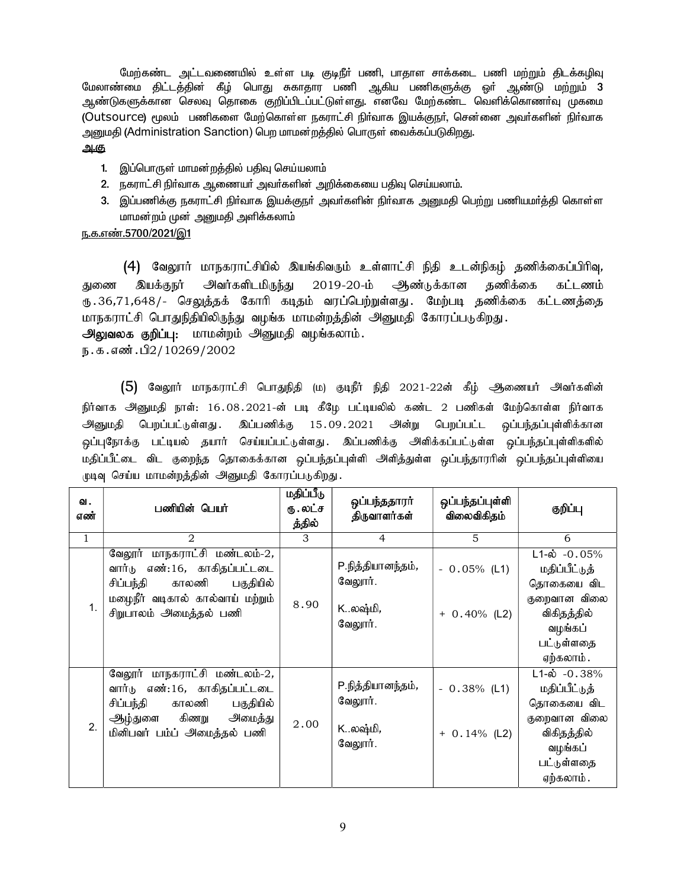மேற்கண்ட அட்டவணையில் உள்ள படி குடிநீர் பணி, பாதாள சாக்கடை பணி மற்றும் திடக்கழிவு மேலாண்மை திட்டத்தின் கீழ் பொது சுகாதார பணி ஆகிய பணிகளுக்கு ஓர் ஆண்டு மற்றும் **3** ஆண்டுகளுக்கான செலவு தொகை குறிப்பிடப்பட்டுள்ளது. எனவே மேற்கண்ட வெளிக்கொணர்வு முகமை (Outsource) மூலம் பணிகளை மேற்கொள்ள நகராட்சி நிர்வாக இயக்குநர், சென்னை அவர்களின் நிர்வாக அனுமதி (Administration Sanction) பெற மாமன்றத்தில் பொருள் வைக்கப்படுகிறது.

**ஆகு**

1. இப்பொருள் மாமன்றத்தில் பதிவு செய்யலாம்
2. நகராட்சி நிர்வாக ஆணையர் அவர்களின் அறிக்கையை பதிவு செய்யலாம்.
3. இப்பணிக்கு நகராட்சி நிர்வாக இயக்குநர் அவர்களின் நிர்வாக அனுமதி பெற்று பணியமர்த்தி கொள்ள மாமன்றம் முன் அனுமதி அளிக்கலாம்

ந.க.எண்.5700/2021/இ1

(4) வேலூர் மாநகராட்சியில் இயங்கிவரும் உள்ளாட்சி நிதி உடன்நிகழ் தணிக்கைப்பிரிவு, துணை இயக்குநர் அவர்களிடமிருந்து 2019-20-ம் ஆண்டுக்கான தணிக்கை கட்டணம் ரூ.36,71,648/- செலுத்தக் கோரி கடிதம் வரப்பெற்றுள்ளது. மேற்படி தணிக்கை கட்டணத்தை மாநகராட்சி பொதுநிதியிலிருந்து வழங்க மாமன்றத்தின் அனுமதி கோரப்படுகிறது.

**அலுவலக குறிப்பு:** மாமன்றம் அனுமதி வழங்கலாம்.

ந.க.எண்.பி2/10269/2002

(5) வேலூர் மாநகராட்சி பொதுநிதி (ம) குடிநீர் நிதி 2021-22ன் கீழ் ஆணையர் அவர்களின் நிர்வாக அனுமதி நாள்: 16.08.2021-ன் படி கீழே பட்டியலில் கண்ட 2 பணிகள் மேற்கொள்ள நிர்வாக அனுமதி பெறப்பட்டுள்ளது. இப்பணிக்கு 15.09.2021 அன்று பெறப்பட்ட ஒப்பந்தப்புள்ளிக்கான ஒப்புநோக்கு பட்டியல் தயார் செய்யப்பட்டுள்ளது. இப்பணிக்கு அளிக்கப்பட்டுள்ள ஒப்பந்தப்புள்ளிகளில் மதிப்பீட்டை விட குறைந்த தொகைக்கான ஒப்பந்தப்புள்ளி அளித்துள்ள ஒப்பந்ததாரரின் ஒப்பந்தப்புள்ளியை முடிவு செய்ய மாமன்றத்தின் அனுமதி கோரப்படுகிறது.

| வ. எண் | பணியின் பெயர் | மதிப்பீடு ரூ.லட்சத்தில் | ஒப்பந்ததாரர் திருவாளர்கள் | ஒப்பந்தப்புள்ளி விலைவிகிதம் | குறிப்பு |
|---|---|---|---|---|---|
| 1 | 2 | 3 | 4 | 5 | 6 |
| 1. | வேலூர் மாநகராட்சி மண்டலம்-2, வார்டு எண்:16, காகிதப்பட்டடை சிப்பந்தி காலனி பகுதியில் மழைநீர் வடிகால் கால்வாய் மற்றும் சிறுபாலம் அமைத்தல் பணி | 8.90 | P.நித்தியானந்தம், வேலூர்.<br>K..லஷ்மி, வேலூர். | - 0.05% (L1)<br>+ 0.40% (L2) | L1-ல் -0.05% மதிப்பீட்டுத் தொகையை விட குறைவான விலை விகிதத்தில் வழங்கப் பட்டுள்ளதை ஏற்கலாம். |
| 2. | வேலூர் மாநகராட்சி மண்டலம்-2, வார்டு எண்:16, காகிதப்பட்டடை சிப்பந்தி காலனி பகுதியில் ஆழ்துளை கிணறு அமைத்து மினிபவர் பம்ப் அமைத்தல் பணி | 2.00 | P.நித்தியானந்தம், வேலூர்.<br>K..லஷ்மி, வேலூர். | - 0.38% (L1)<br>+ 0.14% (L2) | L1-ல் -0.38% மதிப்பீட்டுத் தொகையை விட குறைவான விலை விகிதத்தில் வழங்கப் பட்டுள்ளதை ஏற்கலாம். |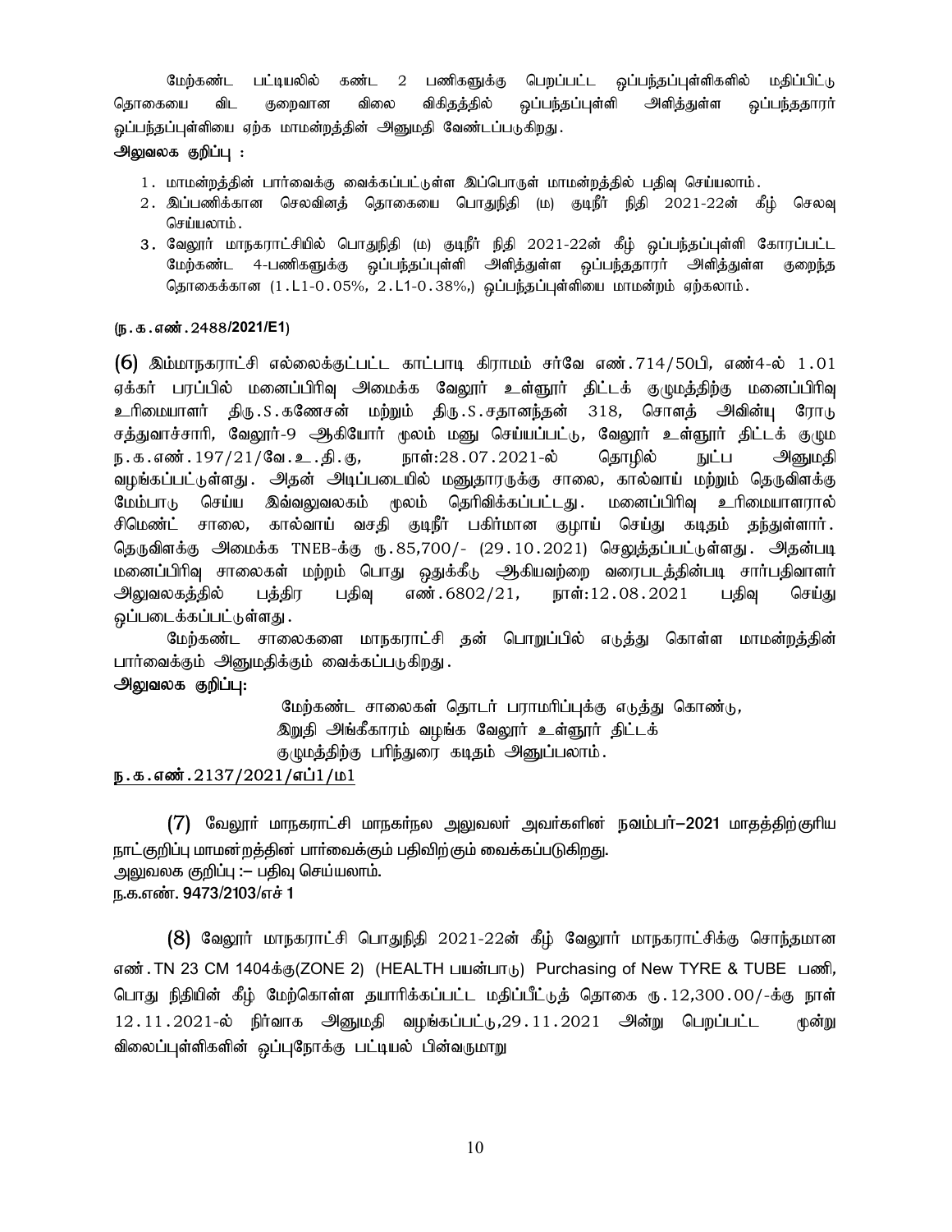மேற்கண்ட பட்டியலில் கண்ட 2 பணிகளுக்கு பெறப்பட்ட ஒப்பந்தப்புள்ளிகளில் மதிப்பிட்டு தொகையை விட குறைவான விலை விகிதத்தில் ஒப்பந்தப்புள்ளி அளித்துள்ள ஒப்பந்ததாரர் ஒப்பந்தப்புள்ளியை ஏற்க மாமன்றத்தின் அனுமதி வேண்டப்படுகிறது.

**அலுவலக குறிப்பு :**

1. மாமன்றத்தின் பார்வைக்கு வைக்கப்பட்டுள்ள இப்பொருள் மாமன்றத்தில் பதிவு செய்யலாம்.
2. இப்பணிக்கான செலவினத் தொகையை பொதுநிதி (ம) குடிநீர் நிதி 2021-22ன் கீழ் செலவு செய்யலாம்.
3. வேலூர் மாநகராட்சியில் பொதுநிதி (ம) குடிநீர் நிதி 2021-22ன் கீழ் ஒப்பந்தப்புள்ளி கோரப்பட்ட மேற்கண்ட 4-பணிகளுக்கு ஒப்பந்தப்புள்ளி அளித்துள்ள ஒப்பந்ததாரர் அளித்துள்ள குறைந்த தொகைக்கான (1.L1-0.05%, 2.L1-0.38%,) ஒப்பந்தப்புள்ளியை மாமன்றம் ஏற்கலாம்.

**(ந.க.எண்.2488/2021/E1)**

(6) இம்மாநகராட்சி எல்லைக்குட்பட்ட காட்பாடி கிராமம் சர்வே எண்.714/50பி, எண்4-ல் 1.01 ஏக்கர் பரப்பில் மனைப்பிரிவு அமைக்க வேலூர் உள்ளூர் திட்டக் குழுமத்திற்கு மனைப்பிரிவு உரிமையாளர் திரு.S.கணேசன் மற்றும் திரு.S.சதானந்தன் 318, சௌத் அவின்யு ரோடு சத்துவாச்சாரி, வேலூர்-9 ஆகியோர் மூலம் மனு செய்யப்பட்டு, வேலூர் உள்ளூர் திட்டக் குழும ந.க.எண்.197/21/வே.உ.தி.கு, நாள்:28.07.2021-ல் தொழில் நுட்ப அனுமதி வழங்கப்பட்டுள்ளது. அதன் அடிப்படையில் மனுதாரருக்கு சாலை, கால்வாய் மற்றும் தெருவிளக்கு மேம்பாடு செய்ய இவ்வலுவலகம் மூலம் தெரிவிக்கப்பட்டது. மனைப்பிரிவு உரிமையாளரால் சிமெண்ட் சாலை, கால்வாய் வசதி குடிநீர் பகிர்மான குழாய் செய்து கடிதம் தந்துள்ளார். தெருவிளக்கு அமைக்க TNEB-க்கு ரு.85,700/- (29.10.2021) செலுத்தப்பட்டுள்ளது. அதன்படி மனைப்பிரிவு சாலைகள் மற்றும் பொது ஒதுக்கீடு ஆகியவற்றை வரைபடத்தின்படி சார்பதிவாளர் அலுவலகத்தில் பத்திர பதிவு எண்.6802/21, நாள்:12.08.2021 பதிவு செய்து ஒப்படைக்கப்பட்டுள்ளது.

மேற்கண்ட சாலைகளை மாநகராட்சி தன் பொறுப்பில் எடுத்து கொள்ள மாமன்றத்தின் பார்வைக்கும் அனுமதிக்கும் வைக்கப்படுகிறது.

**அலுவலக குறிப்பு:**

மேற்கண்ட சாலைகள் தொடர் பராமரிப்புக்கு எடுத்து கொண்டு, இறுதி அங்கீகாரம் வழங்க வேலூர் உள்ளூர் திட்டக் குழுமத்திற்கு பரிந்துரை கடிதம் அனுப்பலாம்.

ந.க.எண்.2137/2021/எப்1/ம1

(7) வேலூர் மாநகராட்சி மாநகர்நல அலுவலர் அவர்களின் நவம்பர்–2021 மாதத்திற்குரிய நாட்குறிப்பு மாமன்றத்தின் பார்வைக்கும் பதிவிற்கும் வைக்கப்படுகிறது.

அலுவலக குறிப்பு :– பதிவு செய்யலாம்.

ந.க.எண். 9473/2103/எச் 1

(8) வேலூர் மாநகராட்சி பொதுநிதி 2021-22ன் கீழ் வேலூர் மாநகராட்சிக்கு சொந்தமான எண்.TN 23 CM 1404க்கு(ZONE 2) (HEALTH பயன்பாடு) Purchasing of New TYRE & TUBE பணி, பொது நிதியின் கீழ் மேற்கொள்ள தயாரிக்கப்பட்ட மதிப்பீட்டுத் தொகை ரு.12,300.00/-க்கு நாள் 12.11.2021-ல் நிர்வாக அனுமதி வழங்கப்பட்டு,29.11.2021 அன்று பெறப்பட்ட மூன்று விலைப்புள்ளிகளின் ஒப்புநோக்கு பட்டியல் பின்வருமாறு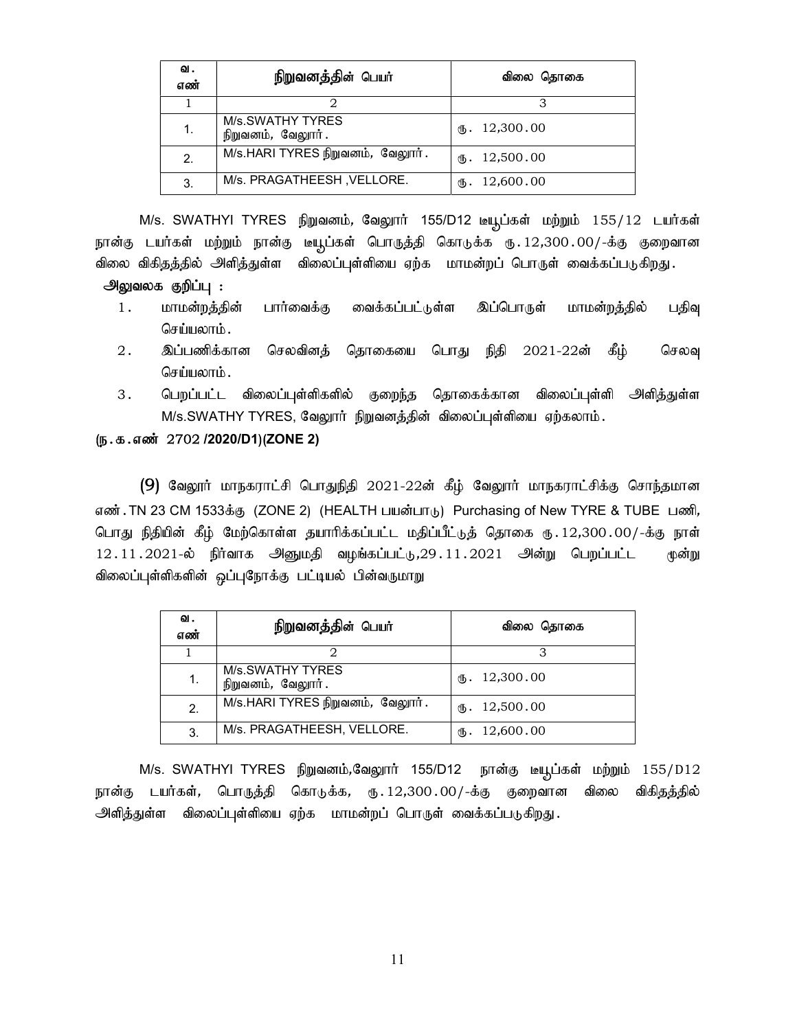| வ. எண் | நிறுவனத்தின் பெயர் | விலை தொகை |
|---|---|---|
| 1 | 2 | 3 |
| 1. | M/s.SWATHY TYRES நிறுவனம், வேலூர். | ரூ. 12,300.00 |
| 2. | M/s.HARI TYRES நிறுவனம், வேலூர். | ரூ. 12,500.00 |
| 3. | M/s. PRAGATHEESH ,VELLORE. | ரூ. 12,600.00 |

M/s. SWATHYI TYRES நிறுவனம், வேலூர் 155/D12 டியூப்கள் மற்றும் 155/12 டயர்கள் நான்கு டயர்கள் மற்றும் நான்கு டியூப்கள் பொருத்தி கொடுக்க ரூ.12,300.00/-க்கு குறைவான விலை விகிதத்தில் அளித்துள்ள விலைப்புள்ளியை ஏற்க மாமன்றப் பொருள் வைக்கப்படுகிறது.

**அலுவலக குறிப்பு :**

1. மாமன்றத்தின் பார்வைக்கு வைக்கப்பட்டுள்ள இப்பொருள் மாமன்றத்தில் பதிவு செய்யலாம்.
2. இப்பணிக்கான செலவினத் தொகையை பொது நிதி 2021-22ன் கீழ் செலவு செய்யலாம்.
3. பெறப்பட்ட விலைப்புள்ளிகளில் குறைந்த தொகைக்கான விலைப்புள்ளி அளித்துள்ள M/s.SWATHY TYRES, வேலூர் நிறுவனத்தின் விலைப்புள்ளியை ஏற்கலாம்.

**(ந.க.எண் 2702 /2020/D1)(ZONE 2)**

(9) வேலூர் மாநகராட்சி பொதுநிதி 2021-22ன் கீழ் வேலூர் மாநகராட்சிக்கு சொந்தமான எண்.TN 23 CM 1533க்கு (ZONE 2) (HEALTH பயன்பாடு) Purchasing of New TYRE & TUBE பணி, பொது நிதியின் கீழ் மேற்கொள்ள தயாரிக்கப்பட்ட மதிப்பீட்டுத் தொகை ரூ.12,300.00/-க்கு நாள் 12.11.2021-ல் நிர்வாக அனுமதி வழங்கப்பட்டு,29.11.2021 அன்று பெறப்பட்ட மூன்று விலைப்புள்ளிகளின் ஒப்புநோக்கு பட்டியல் பின்வருமாறு

| வ. எண் | நிறுவனத்தின் பெயர் | விலை தொகை |
|---|---|---|
| 1 | 2 | 3 |
| 1. | M/s.SWATHY TYRES நிறுவனம், வேலூர். | ரூ. 12,300.00 |
| 2. | M/s.HARI TYRES நிறுவனம், வேலூர். | ரூ. 12,500.00 |
| 3. | M/s. PRAGATHEESH, VELLORE. | ரூ. 12,600.00 |

M/s. SWATHYI TYRES நிறுவனம்,வேலூர் 155/D12 நான்கு டியூப்கள் மற்றும் 155/D12 நான்கு டயர்கள், பொருத்தி கொடுக்க, ரூ.12,300.00/-க்கு குறைவான விலை விகிதத்தில் அளித்துள்ள விலைப்புள்ளியை ஏற்க மாமன்றப் பொருள் வைக்கப்படுகிறது.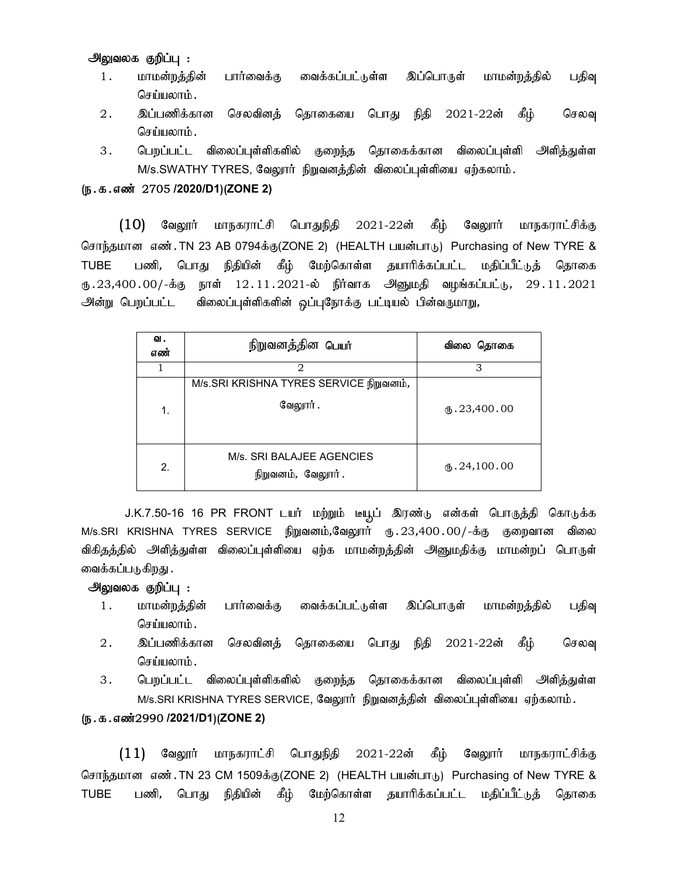**அலுவலக குறிப்பு :**

1. மாமன்றத்தின் பார்வைக்கு வைக்கப்பட்டுள்ள இப்பொருள் மாமன்றத்தில் பதிவு செய்யலாம்.
2. இப்பணிக்கான செலவினத் தொகையை பொது நிதி 2021-22ன் கீழ் செலவு செய்யலாம்.
3. பெறப்பட்ட விலைப்புள்ளிகளில் குறைந்த தொகைக்கான விலைப்புள்ளி அளித்துள்ள M/s.SWATHY TYRES, வேலூர் நிறுவனத்தின் விலைப்புள்ளியை ஏற்கலாம்.

**(ந.க.எண் 2705 /2020/D1)(ZONE 2)**

(10) வேலூர் மாநகராட்சி பொதுநிதி 2021-22ன் கீழ் வேலூர் மாநகராட்சிக்கு சொந்தமான எண்.TN 23 AB 0794க்கு(ZONE 2) (HEALTH பயன்பாடு) Purchasing of New TYRE & TUBE பணி, பொது நிதியின் கீழ் மேற்கொள்ள தயாரிக்கப்பட்ட மதிப்பீட்டுத் தொகை ரு.23,400.00/-க்கு நாள் 12.11.2021-ல் நிர்வாக அனுமதி வழங்கப்பட்டு, 29.11.2021 அன்று பெறப்பட்ட விலைப்புள்ளிகளின் ஒப்புநோக்கு பட்டியல் பின்வருமாறு,

| வ. எண் | நிறுவனத்தின பெயர் | விலை தொகை |
|---|---|---|
| 1 | 2 | 3 |
| 1. | M/s.SRI KRISHNA TYRES SERVICE நிறுவனம், வேலூர். | ரு.23,400.00 |
| 2. | M/s. SRI BALAJEE AGENCIES நிறுவனம், வேலூர். | ரு.24,100.00 |

J.K.7.50-16 16 PR FRONT டயர் மற்றும் டீயூப் இரண்டு என்கள் பொருத்தி கொடுக்க M/s.SRI KRISHNA TYRES SERVICE நிறுவனம்,வேலூர் ரு.23,400.00/-க்கு குறைவான விலை விகிதத்தில் அளித்துள்ள விலைப்புள்ளியை ஏற்க மாமன்றத்தின் அனுமதிக்கு மாமன்றப் பொருள் வைக்கப்படுகிறது.

**அலுவலக குறிப்பு :**

1. மாமன்றத்தின் பார்வைக்கு வைக்கப்பட்டுள்ள இப்பொருள் மாமன்றத்தில் பதிவு செய்யலாம்.
2. இப்பணிக்கான செலவினத் தொகையை பொது நிதி 2021-22ன் கீழ் செலவு செய்யலாம்.
3. பெறப்பட்ட விலைப்புள்ளிகளில் குறைந்த தொகைக்கான விலைப்புள்ளி அளித்துள்ள M/s.SRI KRISHNA TYRES SERVICE, வேலூர் நிறுவனத்தின் விலைப்புள்ளியை ஏற்கலாம்.

**(ந.க.எண்2990 /2021/D1)(ZONE 2)**

(11) வேலூர் மாநகராட்சி பொதுநிதி 2021-22ன் கீழ் வேலூர் மாநகராட்சிக்கு சொந்தமான எண்.TN 23 CM 1509க்கு(ZONE 2) (HEALTH பயன்பாடு) Purchasing of New TYRE & TUBE பணி, பொது நிதியின் கீழ் மேற்கொள்ள தயாரிக்கப்பட்ட மதிப்பீட்டுத் தொகை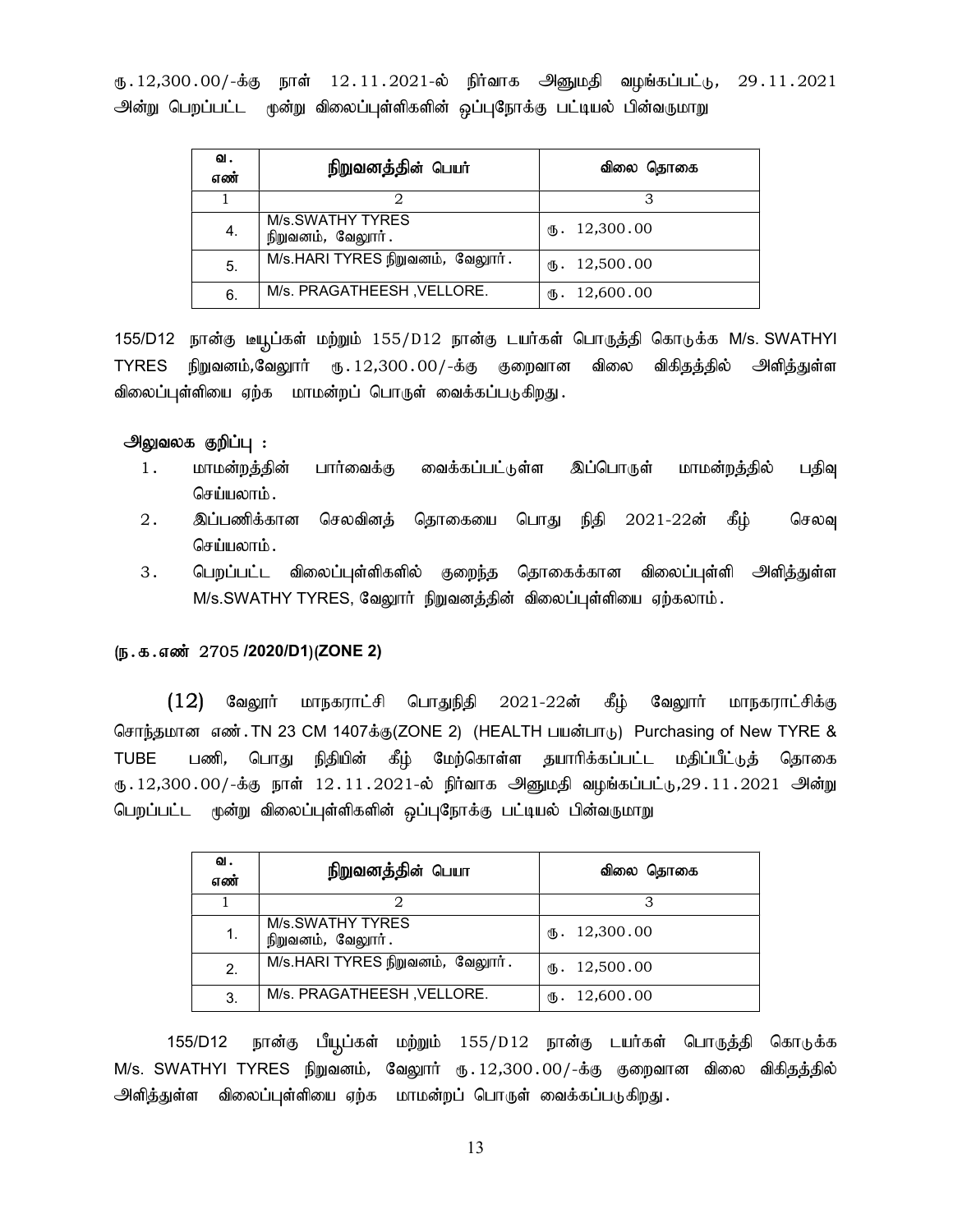ரூ.12,300.00/-க்கு நாள் 12.11.2021-ல் நிர்வாக அனுமதி வழங்கப்பட்டு, 29.11.2021 அன்று பெறப்பட்ட மூன்று விலைப்புள்ளிகளின் ஒப்புநோக்கு பட்டியல் பின்வருமாறு

| வ. எண் | நிறுவனத்தின் பெயர் | விலை தொகை |
|---|---|---|
| 1 | 2 | 3 |
| 4. | M/s.SWATHY TYRES நிறுவனம், வேலூர். | ரூ. 12,300.00 |
| 5. | M/s.HARI TYRES நிறுவனம், வேலூர். | ரூ. 12,500.00 |
| 6. | M/s. PRAGATHEESH ,VELLORE. | ரூ. 12,600.00 |

155/D12 நான்கு டீயூப்கள் மற்றும் 155/D12 நான்கு டயர்கள் பொருத்தி கொடுக்க M/s. SWATHYI TYRES நிறுவனம்,வேலூர் ரூ.12,300.00/-க்கு குறைவான விலை விகிதத்தில் அளித்துள்ள விலைப்புள்ளியை ஏற்க மாமன்றப் பொருள் வைக்கப்படுகிறது.

**அலுவலக குறிப்பு :**

1. மாமன்றத்தின் பார்வைக்கு வைக்கப்பட்டுள்ள இப்பொருள் மாமன்றத்தில் பதிவு செய்யலாம்.
2. இப்பணிக்கான செலவினத் தொகையை பொது நிதி 2021-22ன் கீழ் செலவு செய்யலாம்.
3. பெறப்பட்ட விலைப்புள்ளிகளில் குறைந்த தொகைக்கான விலைப்புள்ளி அளித்துள்ள M/s.SWATHY TYRES, வேலூர் நிறுவனத்தின் விலைப்புள்ளியை ஏற்கலாம்.

**(ந.க.எண் 2705 /2020/D1)(ZONE 2)**

(12) வேலூர் மாநகராட்சி பொதுநிதி 2021-22ன் கீழ் வேலூர் மாநகராட்சிக்கு சொந்தமான எண்.TN 23 CM 1407க்கு(ZONE 2) (HEALTH பயன்பாடு) Purchasing of New TYRE & TUBE பணி, பொது நிதியின் கீழ் மேற்கொள்ள தயாரிக்கப்பட்ட மதிப்பீட்டுத் தொகை ரூ.12,300.00/-க்கு நாள் 12.11.2021-ல் நிர்வாக அனுமதி வழங்கப்பட்டு,29.11.2021 அன்று பெறப்பட்ட மூன்று விலைப்புள்ளிகளின் ஒப்புநோக்கு பட்டியல் பின்வருமாறு

| வ. எண் | நிறுவனத்தின் பெயா | விலை தொகை |
|---|---|---|
| 1 | 2 | 3 |
| 1. | M/s.SWATHY TYRES நிறுவனம், வேலூர். | ரூ. 12,300.00 |
| 2. | M/s.HARI TYRES நிறுவனம், வேலூர். | ரூ. 12,500.00 |
| 3. | M/s. PRAGATHEESH ,VELLORE. | ரூ. 12,600.00 |

155/D12 நான்கு பீயூப்கள் மற்றும் 155/D12 நான்கு டயர்கள் பொருத்தி கொடுக்க M/s. SWATHYI TYRES நிறுவனம், வேலூர் ரூ.12,300.00/-க்கு குறைவான விலை விகிதத்தில் அளித்துள்ள விலைப்புள்ளியை ஏற்க மாமன்றப் பொருள் வைக்கப்படுகிறது.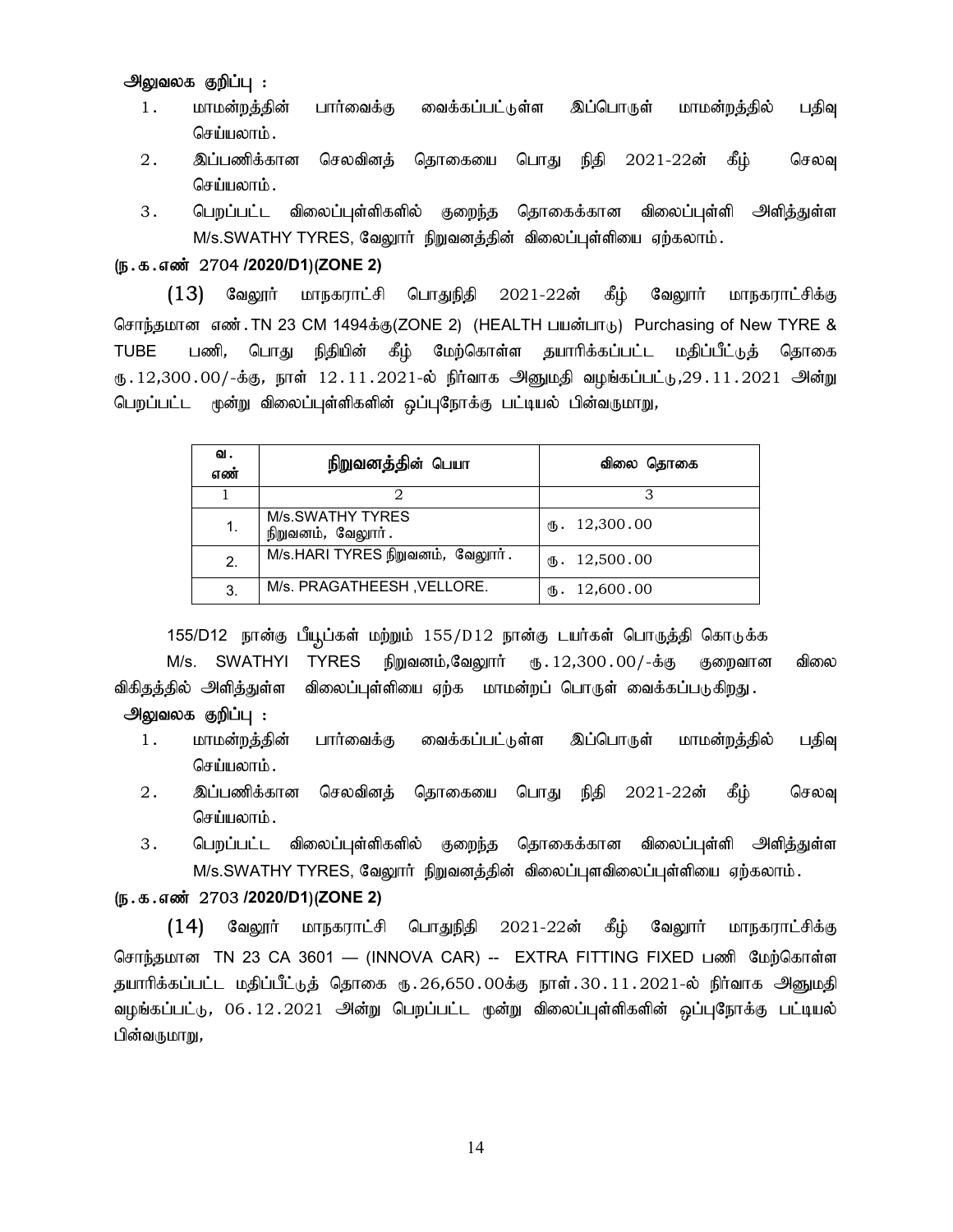**அலுவலக குறிப்பு :**

1. மாமன்றத்தின் பார்வைக்கு வைக்கப்பட்டுள்ள இப்பொருள் மாமன்றத்தில் பதிவு செய்யலாம்.
2. இப்பணிக்கான செலவினத் தொகையை பொது நிதி 2021-22ன் கீழ் செலவு செய்யலாம்.
3. பெறப்பட்ட விலைப்புள்ளிகளில் குறைந்த தொகைக்கான விலைப்புள்ளி அளித்துள்ள M/s.SWATHY TYRES, வேலூர் நிறுவனத்தின் விலைப்புள்ளியை ஏற்கலாம்.

**(ந.க.எண் 2704 /2020/D1)(ZONE 2)**

(13) வேலூர் மாநகராட்சி பொதுநிதி 2021-22ன் கீழ் வேலூர் மாநகராட்சிக்கு சொந்தமான எண்.TN 23 CM 1494க்கு(ZONE 2) (HEALTH பயன்பாடு) Purchasing of New TYRE & TUBE பணி, பொது நிதியின் கீழ் மேற்கொள்ள தயாரிக்கப்பட்ட மதிப்பீட்டுத் தொகை ரூ.12,300.00/-க்கு, நாள் 12.11.2021-ல் நிர்வாக அனுமதி வழங்கப்பட்டு,29.11.2021 அன்று பெறப்பட்ட மூன்று விலைப்புள்ளிகளின் ஒப்புநோக்கு பட்டியல் பின்வருமாறு,

| வ. எண் | நிறுவனத்தின் பெயா | விலை தொகை |
|---|---|---|
| 1 | 2 | 3 |
| 1. | M/s.SWATHY TYRES நிறுவனம், வேலூர். | ரூ. 12,300.00 |
| 2. | M/s.HARI TYRES நிறுவனம், வேலூர். | ரூ. 12,500.00 |
| 3. | M/s. PRAGATHEESH ,VELLORE. | ரூ. 12,600.00 |

155/D12 நான்கு டியூப்கள் மற்றும் 155/D12 நான்கு டயர்கள் பொருத்தி கொடுக்க M/s. SWATHYI TYRES நிறுவனம்,வேலூர் ரூ.12,300.00/-க்கு குறைவான விலை விகிதத்தில் அளித்துள்ள விலைப்புள்ளியை ஏற்க மாமன்றப் பொருள் வைக்கப்படுகிறது.

**அலுவலக குறிப்பு :**

1. மாமன்றத்தின் பார்வைக்கு வைக்கப்பட்டுள்ள இப்பொருள் மாமன்றத்தில் பதிவு செய்யலாம்.
2. இப்பணிக்கான செலவினத் தொகையை பொது நிதி 2021-22ன் கீழ் செலவு செய்யலாம்.
3. பெறப்பட்ட விலைப்புள்ளிகளில் குறைந்த தொகைக்கான விலைப்புள்ளி அளித்துள்ள M/s.SWATHY TYRES, வேலூர் நிறுவனத்தின் விலைப்புளவிலைப்புள்ளியை ஏற்கலாம்.

**(ந.க.எண் 2703 /2020/D1)(ZONE 2)**

(14) வேலூர் மாநகராட்சி பொதுநிதி 2021-22ன் கீழ் வேலூர் மாநகராட்சிக்கு சொந்தமான TN 23 CA 3601 — (INNOVA CAR) -- EXTRA FITTING FIXED பணி மேற்கொள்ள தயாரிக்கப்பட்ட மதிப்பீட்டுத் தொகை ரூ.26,650.00க்கு நாள்.30.11.2021-ல் நிர்வாக அனுமதி வழங்கப்பட்டு, 06.12.2021 அன்று பெறப்பட்ட மூன்று விலைப்புள்ளிகளின் ஒப்புநோக்கு பட்டியல் பின்வருமாறு,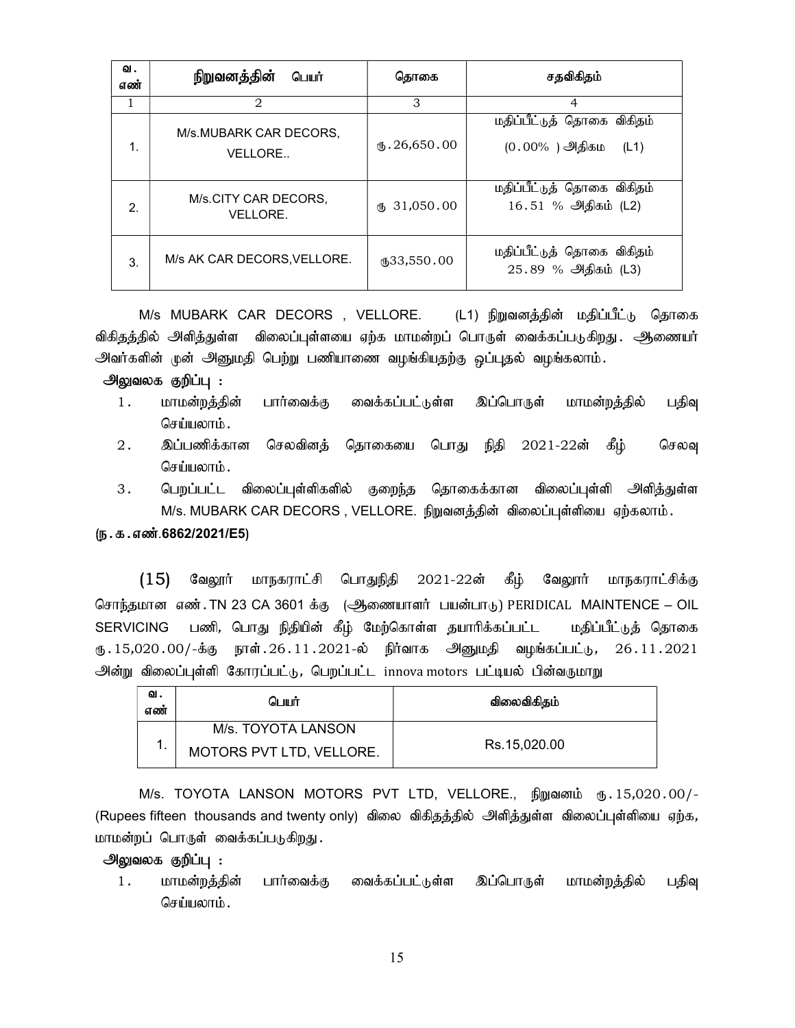| வ. எண் | நிறுவனத்தின் பெயர் | தொகை | சதவிகிதம் |
|---|---|---|---|
| 1 | 2 | 3 | 4 |
| 1. | M/s.MUBARK CAR DECORS, VELLORE.. | ரு.26,650.00 | மதிப்பீட்டுத் தொகை விகிதம் (0.00% ) அதிகம (L1) |
| 2. | M/s.CITY CAR DECORS, VELLORE. | ரு 31,050.00 | மதிப்பீட்டுத் தொகை விகிதம் 16.51 % அதிகம் (L2) |
| 3. | M/s AK CAR DECORS,VELLORE. | ரு33,550.00 | மதிப்பீட்டுத் தொகை விகிதம் 25.89 % அதிகம் (L3) |

M/s MUBARK CAR DECORS , VELLORE. (L1) நிறுவனத்தின் மதிப்பீட்டு தொகை விகிதத்தில் அளித்துள்ள விலைப்புள்ளயை ஏற்க மாமன்றப் பொருள் வைக்கப்படுகிறது. ஆணையர் அவர்களின் முன் அனுமதி பெற்று பணியாணை வழங்கியதற்கு ஒப்புதல் வழங்கலாம்.

**அலுவலக குறிப்பு :**

1. மாமன்றத்தின் பார்வைக்கு வைக்கப்பட்டுள்ள இப்பொருள் மாமன்றத்தில் பதிவு செய்யலாம்.
2. இப்பணிக்கான செலவினத் தொகையை பொது நிதி 2021-22ன் கீழ் செலவு செய்யலாம்.
3. பெறப்பட்ட விலைப்புள்ளிகளில் குறைந்த தொகைக்கான விலைப்புள்ளி அளித்துள்ள M/s. MUBARK CAR DECORS , VELLORE. நிறுவனத்தின் விலைப்புள்ளியை ஏற்கலாம்.

**(ந.க.எண்.6862/2021/E5)**

(15) வேலூர் மாநகராட்சி பொதுநிதி 2021-22ன் கீழ் வேலூர் மாநகராட்சிக்கு சொந்தமான எண்.TN 23 CA 3601 க்கு (ஆணையாளர் பயன்பாடு) PERIDICAL MAINTENCE – OIL SERVICING பணி, பொது நிதியின் கீழ் மேற்கொள்ள தயாரிக்கப்பட்ட மதிப்பீட்டுத் தொகை ரு.15,020.00/-க்கு நாள்.26.11.2021-ல் நிர்வாக அனுமதி வழங்கப்பட்டு, 26.11.2021 அன்று விலைப்புள்ளி கோரப்பட்டு, பெறப்பட்ட innova motors பட்டியல் பின்வருமாறு

| வ. எண் | பெயர் | விலைவிகிதம் |
|---|---|---|
| 1. | M/s. TOYOTA LANSON MOTORS PVT LTD, VELLORE. | Rs.15,020.00 |

M/s. TOYOTA LANSON MOTORS PVT LTD, VELLORE., நிறுவனம் ரு.15,020.00/- (Rupees fifteen thousands and twenty only) விலை விகிதத்தில் அளித்துள்ள விலைப்புள்ளியை ஏற்க, மாமன்றப் பொருள் வைக்கப்படுகிறது.

**அலுவலக குறிப்பு :**

1. மாமன்றத்தின் பார்வைக்கு வைக்கப்பட்டுள்ள இப்பொருள் மாமன்றத்தில் பதிவு செய்யலாம்.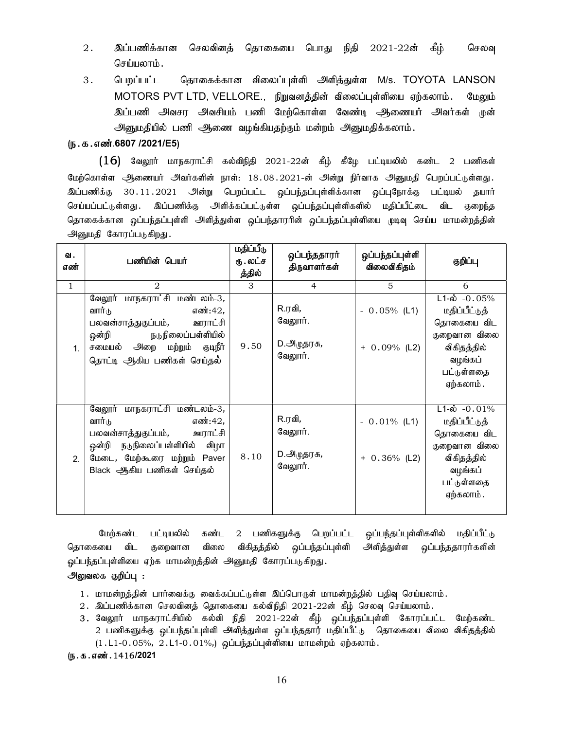2. இப்பணிக்கான செலவினத் தொகையை பொது நிதி 2021-22ன் கீழ் செலவு செய்யலாம்.

3. பெறப்பட்ட தொகைக்கான விலைப்புள்ளி அளித்துள்ள M/s. TOYOTA LANSON MOTORS PVT LTD, VELLORE., நிறுவனத்தின் விலைப்புள்ளியை ஏற்கலாம். மேலும் இப்பணி அவசர அவசியம் பணி மேற்கொள்ள வேண்டி ஆணையர் அவர்கள் முன் அனுமதியில் பணி ஆணை வழங்கியதற்கும் மன்றம் அனுமதிக்கலாம்.

**(ந.க.எண்.6807 /2021/E5)**

(16) வேலூர் மாநகராட்சி கல்விநிதி 2021-22ன் கீழ் கீழே பட்டியலில் கண்ட 2 பணிகள் மேற்கொள்ள ஆணையர் அவர்களின் நாள்: 18.08.2021-ன் அன்று நிர்வாக அனுமதி பெறப்பட்டுள்ளது. இப்பணிக்கு 30.11.2021 அன்று பெறப்பட்ட ஒப்பந்தப்புள்ளிக்கான ஒப்புநோக்கு பட்டியல் தயார் செய்யப்பட்டுள்ளது. இப்பணிக்கு அளிக்கப்பட்டுள்ள ஒப்பந்தப்புள்ளிகளில் மதிப்பீட்டை விட குறைந்த தொகைக்கான ஒப்பந்தப்புள்ளி அளித்துள்ள ஒப்பந்தாரரின் ஒப்பந்தப்புள்ளியை முடிவு செய்ய மாமன்றத்தின் அனுமதி கோரப்படுகிறது.

| வ. எண் | பணியின் பெயர் | மதிப்பீடு ரூ.லட்சத்தில் | ஒப்பந்ததாரர் திருவாளர்கள் | ஒப்பந்தப்புள்ளி விலைவிகிதம் | குறிப்பு |
|---|---|---|---|---|---|
| 1 | 2 | 3 | 4 | 5 | 6 |
| 1. | வேலூர் மாநகராட்சி மண்டலம்-3, வார்டு எண்:42, பலவன்சாத்துகுப்பம், ஊராட்சி ஒன்றி நடுநிலைப்பள்ளியில் சமையல் அறை மற்றும் குடிநீர் தொட்டி ஆகிய பணிகள் செய்தல் | 9.50 | R.ரவி, வேலூர். D.அமுதரசு, வேலூர். | - 0.05% (L1) + 0.09% (L2) | L1-ல் -0.05% மதிப்பீட்டுத் தொகையை விட குறைவான விலை விகிதத்தில் வழங்கப் பட்டுள்ளதை ஏற்கலாம். |
| 2. | வேலூர் மாநகராட்சி மண்டலம்-3, வார்டு எண்:42, பலவன்சாத்துகுப்பம், ஊராட்சி ஒன்றி நடுநிலைப்பள்ளியில் விழா மேடை, மேற்கூரை மற்றும் Paver Black ஆகிய பணிகள் செய்தல் | 8.10 | R.ரவி, வேலூர். D.அமுதரசு, வேலூர். | - 0.01% (L1) + 0.36% (L2) | L1-ல் -0.01% மதிப்பீட்டுத் தொகையை விட குறைவான விலை விகிதத்தில் வழங்கப் பட்டுள்ளதை ஏற்கலாம். |

மேற்கண்ட பட்டியலில் கண்ட 2 பணிகளுக்கு பெறப்பட்ட ஒப்பந்தப்புள்ளிகளில் மதிப்பீட்டு தொகையை விட குறைவான விலை விகிதத்தில் ஒப்பந்தப்புள்ளி அளித்துள்ள ஒப்பந்ததாரர்களின் ஒப்பந்தப்புள்ளியை ஏற்க மாமன்றத்தின் அனுமதி கோரப்படுகிறது.

**அலுவலக குறிப்பு :**

1. மாமன்றத்தின் பார்வைக்கு வைக்கப்பட்டுள்ள இப்பொருள் மாமன்றத்தில் பதிவு செய்யலாம்.
2. இப்பணிக்கான செலவினத் தொகையை கல்விநிதி 2021-22ன் கீழ் செலவு செய்யலாம்.
3. வேலூர் மாநகராட்சியில் கல்வி நிதி 2021-22ன் கீழ் ஒப்பந்தப்புள்ளி கோரப்பட்ட மேற்கண்ட 2 பணிகளுக்கு ஒப்பந்தப்புள்ளி அளித்துள்ள ஒப்பந்ததார் மதிப்பீட்டு தொகையை விலை விகிதத்தில் (1.L1-0.05%, 2.L1-0.01%,) ஒப்பந்தப்புள்ளியை மாமன்றம் ஏற்கலாம்.

**(ந.க.எண்.1416/2021**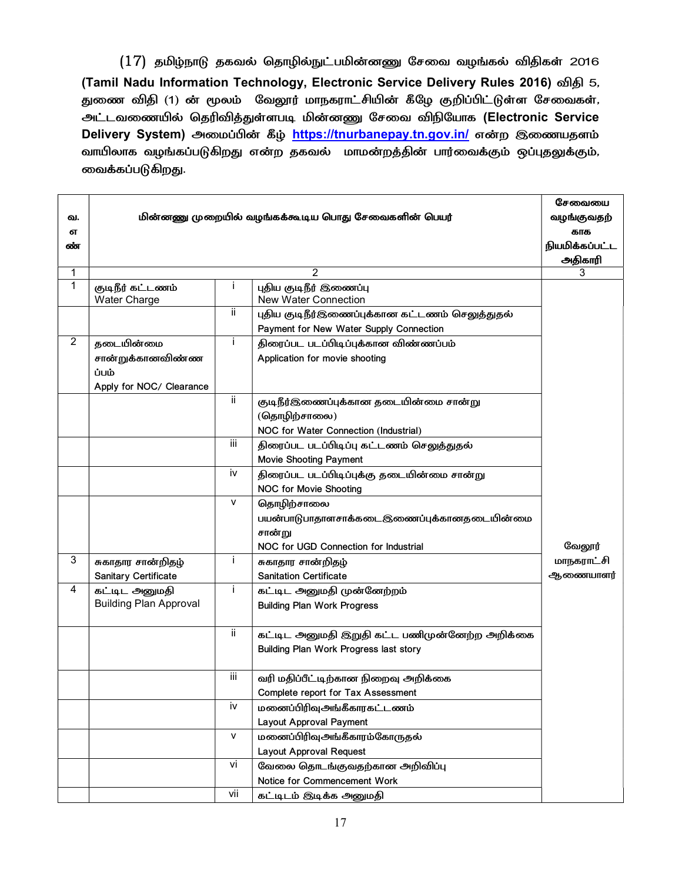(17) தமிழ்நாடு தகவல் தொழில்நுட்பமின்னணு சேவை வழங்கல் விதிகள் 2016 **(Tamil Nadu Information Technology, Electronic Service Delivery Rules 2016)** விதி 5, துணை விதி (1) ன் மூலம் வேலூர் மாநகராட்சியின் கீழே குறிப்பிட்டுள்ள சேவைகள், அட்டவணையில் தெரிவித்துள்ளபடி மின்னணு சேவை விநியோக **(Electronic Service Delivery System)** அமைப்பின் கீழ் **https://tnurbanepay.tn.gov.in/** என்ற இணையதளம் வாயிலாக வழங்கப்படுகிறது என்ற தகவல் மாமன்றத்தின் பார்வைக்கும் ஒப்புதலுக்கும், வைக்கப்படுகிறது.

| வ. எண் | மின்னணு முறையில் வழங்கக்கூடிய பொது சேவைகளின் பெயர் | | | சேவையை வழங்குவதற்காக நியமிக்கப்பட்ட அதிகாரி |
|---|---|---|---|---|
| 1 | 2 | | | 3 |
| 1 | குடிநீர் கட்டணம் Water Charge | i | புதிய குடிநீர் இணைப்பு New Water Connection | வேலூர் மாநகராட்சி ஆணையாளர் |
| | | ii | புதிய குடிநீர்இணைப்புக்கான கட்டணம் செலுத்துதல் Payment for New Water Supply Connection | |
| 2 | தடையின்மை சான்றுக்கானவிண்ணப்பம் Apply for NOC/ Clearance | i | திரைப்பட படப்பிடிப்புக்கான விண்ணப்பம் Application for movie shooting | |
| | | ii | குடிநீர்இணைப்புக்கான தடையின்மை சான்று (தொழிற்சாலை) NOC for Water Connection (Industrial) | |
| | | iii | திரைப்பட படப்பிடிப்பு கட்டணம் செலுத்துதல் Movie Shooting Payment | |
| | | iv | திரைப்பட படப்பிடிப்புக்கு தடையின்மை சான்று NOC for Movie Shooting | |
| | | v | தொழிற்சாலை பயன்பாடுபாதாளசாக்கடைஇணைப்புக்கானதடையின்மை சான்று NOC for UGD Connection for Industrial | |
| 3 | சுகாதார சான்றிதழ் Sanitary Certificate | i | சுகாதார சான்றிதழ் Sanitation Certificate | |
| 4 | கட்டிட அனுமதி Building Plan Approval | i | கட்டிட அனுமதி முன்னேற்றம் Building Plan Work Progress | |
| | | ii | கட்டிட அனுமதி இறுதி கட்ட பணிமுன்னேற்ற அறிக்கை Building Plan Work Progress last story | |
| | | iii | வரி மதிப்பீட்டிற்கான நிறைவு அறிக்கை Complete report for Tax Assessment | |
| | | iv | மனைப்பிரிவுஅங்கீகாரகட்டணம் Layout Approval Payment | |
| | | v | மனைப்பிரிவுஅங்கீகாரம்கோருதல் Layout Approval Request | |
| | | vi | வேலை தொடங்குவதற்கான அறிவிப்பு Notice for Commencement Work | |
| | | vii | கட்டிடம் இடிக்க அனுமதி | |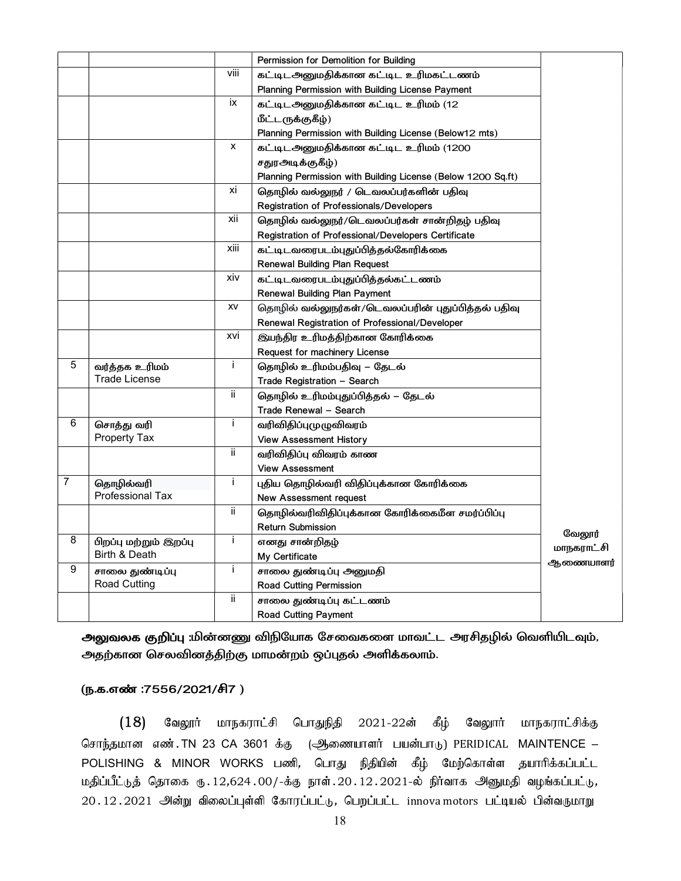| | | | | |
|---|---|---|---|---|
| | | | Permission for Demolition for Building | |
| | | viii | கட்டிடஅனுமதிக்கான கட்டிட உரிமகட்டணம் Planning Permission with Building License Payment | |
| | | ix | கட்டிடஅனுமதிக்கான கட்டிட உரிமம் (12 மீட்டருக்குகீழ்) Planning Permission with Building License (Below12 mts) | |
| | | x | கட்டிடஅனுமதிக்கான கட்டிட உரிமம் (1200 சதுரஅடிக்குகீழ்) Planning Permission with Building License (Below 1200 Sq.ft) | |
| | | xi | தொழில் வல்லுநர் / டெவலப்பர்களின் பதிவு Registration of Professionals/Developers | |
| | | xii | தொழில் வல்லுநர்/டெவலப்பர்கள் சான்றிதழ் பதிவு Registration of Professional/Developers Certificate | |
| | | xiii | கட்டிடவரைபடம்புதுப்பித்தல்கோரிக்கை Renewal Building Plan Request | |
| | | xiv | கட்டிடவரைபடம்புதுப்பித்தல்கட்டணம் Renewal Building Plan Payment | |
| | | xv | தொழில் வல்லுநர்கள்/டெவலப்பரின் புதுப்பித்தல் பதிவு Renewal Registration of Professional/Developer | |
| | | xvi | இயந்திர உரிமத்திற்கான கோரிக்கை Request for machinery License | |
| 5 | வர்த்தக உரிமம் Trade License | i | தொழில் உரிமம்பதிவு – தேடல் Trade Registration – Search | |
| | | ii | தொழில் உரிமம்புதுப்பித்தல் – தேடல் Trade Renewal – Search | |
| 6 | சொத்து வரி Property Tax | i | வரிவிதிப்புமுழுவிவரம் View Assessment History | |
| | | ii | வரிவிதிப்பு விவரம் காண View Assessment | |
| 7 | தொழில்வரி Professional Tax | i | புதிய தொழில்வரி விதிப்புக்கான கோரிக்கை New Assessment request | |
| | | ii | தொழில்வரிவிதிப்புக்கான கோரிக்கைமீள சமர்ப்பிப்பு Return Submission | வேலூர் மாநகராட்சி ஆணையாளர் |
| 8 | பிறப்பு மற்றும் இறப்பு Birth & Death | i | எனது சான்றிதழ் My Certificate | |
| 9 | சாலை துண்டிப்பு Road Cutting | i | சாலை துண்டிப்பு அனுமதி Road Cutting Permission | |
| | | ii | சாலை துண்டிப்பு கட்டணம் Road Cutting Payment | |

**அலுவலக குறிப்பு :மின்னணு விநியோக சேவைகளை மாவட்ட அரசிதழில் வெளியிடவும், அதற்கான செலவினத்திற்கு மாமன்றம் ஒப்புதல் அளிக்கலாம்.**

**(ந.க.எண் :7556/2021/சி7 )**

(18) வேலூர் மாநகராட்சி பொதுநிதி 2021-22ன் கீழ் வேலூர் மாநகராட்சிக்கு சொந்தமான எண். TN 23 CA 3601 க்கு (ஆணையாளர் பயன்பாடு) PERIDICAL MAINTENCE – POLISHING & MINOR WORKS பணி, பொது நிதியின் கீழ் மேற்கொள்ள தயாரிக்கப்பட்ட மதிப்பீட்டுத் தொகை ரூ.12,624.00/-க்கு நாள்.20.12.2021-ல் நிர்வாக அனுமதி வழங்கப்பட்டு, 20.12.2021 அன்று விலைப்புள்ளி கோரப்பட்டு, பெறப்பட்ட innova motors பட்டியல் பின்வருமாறு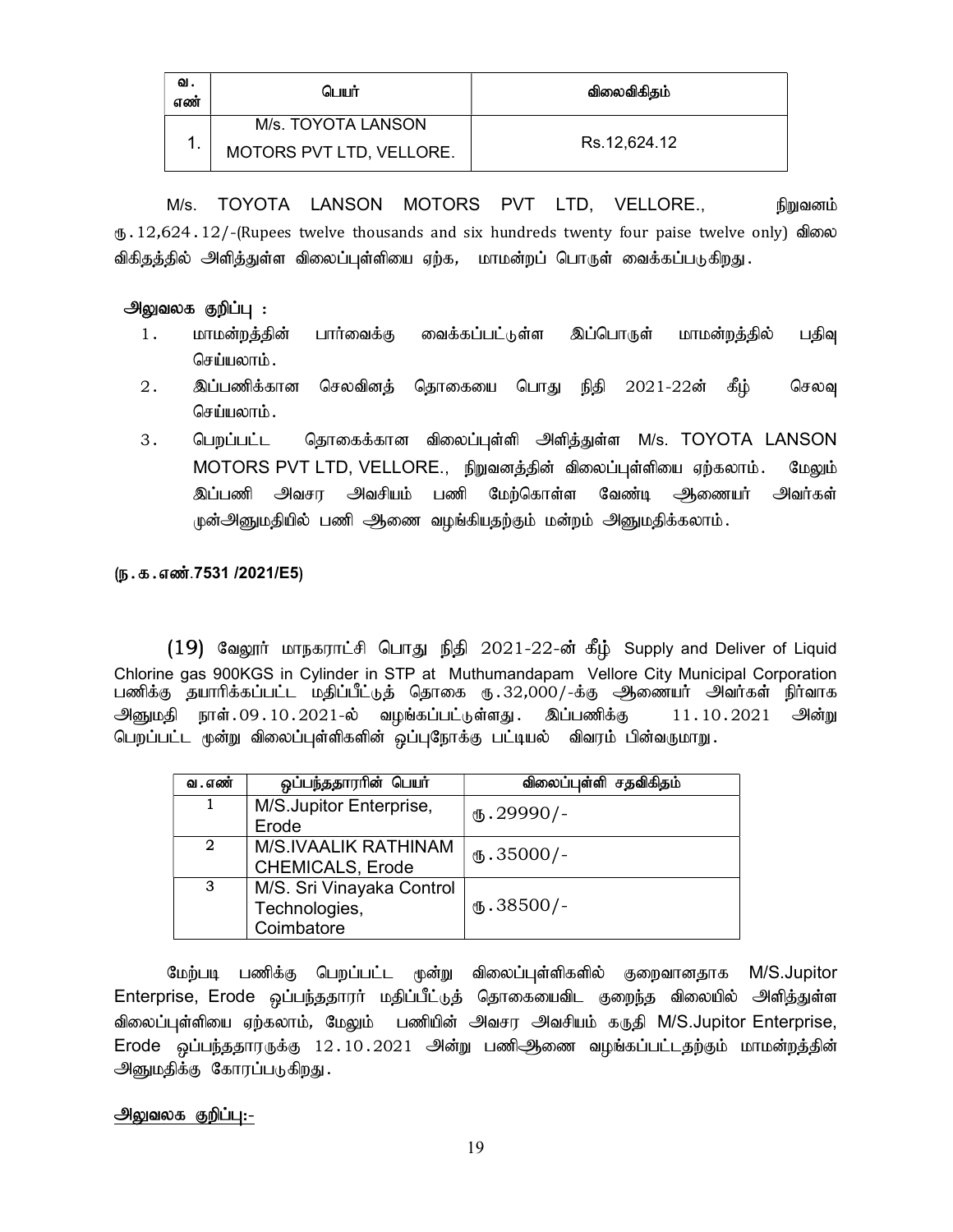| வ. எண் | பெயர் | விலைவிகிதம் |
|---|---|---|
| 1. | M/s. TOYOTA LANSON MOTORS PVT LTD, VELLORE. | Rs.12,624.12 |

M/s. TOYOTA LANSON MOTORS PVT LTD, VELLORE., நிறுவனம் ரூ.12,624.12/-(Rupees twelve thousands and six hundreds twenty four paise twelve only) விலை விகிதத்தில் அளித்துள்ள விலைப்புள்ளியை ஏற்க, மாமன்றப் பொருள் வைக்கப்படுகிறது.

**அலுவலக குறிப்பு :**

1. மாமன்றத்தின் பார்வைக்கு வைக்கப்பட்டுள்ள இப்பொருள் மாமன்றத்தில் பதிவு செய்யலாம்.
2. இப்பணிக்கான செலவினத் தொகையை பொது நிதி 2021-22ன் கீழ் செலவு செய்யலாம்.
3. பெறப்பட்ட தொகைக்கான விலைப்புள்ளி அளித்துள்ள M/s. TOYOTA LANSON MOTORS PVT LTD, VELLORE., நிறுவனத்தின் விலைப்புள்ளியை ஏற்கலாம். மேலும் இப்பணி அவசர அவசியம் பணி மேற்கொள்ள வேண்டி ஆணையர் அவர்கள் முன்அனுமதியில் பணி ஆணை வழங்கியதற்கும் மன்றம் அனுமதிக்கலாம்.

**(ந.க.எண்.7531 /2021/E5)**

(19) வேலூர் மாநகராட்சி பொது நிதி 2021-22-ன் கீழ் Supply and Deliver of Liquid Chlorine gas 900KGS in Cylinder in STP at Muthumandapam Vellore City Municipal Corporation பணிக்கு தயாரிக்கப்பட்ட மதிப்பீட்டுத் தொகை ரூ.32,000/-க்கு ஆணையர் அவர்கள் நிர்வாக அனுமதி நாள்.09.10.2021-ல் வழங்கப்பட்டுள்ளது. இப்பணிக்கு 11.10.2021 அன்று பெறப்பட்ட மூன்று விலைப்புள்ளிகளின் ஒப்புநோக்கு பட்டியல் விவரம் பின்வருமாறு.

| வ.எண் | ஒப்பந்ததாரின் பெயர் | விலைப்புள்ளி சதவிகிதம் |
|---|---|---|
| 1 | M/S.Jupitor Enterprise, Erode | ரூ.29990/- |
| 2 | M/S.IVAALIK RATHINAM CHEMICALS, Erode | ரூ.35000/- |
| 3 | M/S. Sri Vinayaka Control Technologies, Coimbatore | ரூ.38500/- |

மேற்படி பணிக்கு பெறப்பட்ட மூன்று விலைப்புள்ளிகளில் குறைவானதாக M/S.Jupitor Enterprise, Erode ஒப்பந்ததாரர் மதிப்பீட்டுத் தொகையைவிட குறைந்த விலையில் அளித்துள்ள விலைப்புள்ளியை ஏற்கலாம், மேலும் பணியின் அவசர அவசியம் கருதி M/S.Jupitor Enterprise, Erode ஒப்பந்ததாரருக்கு 12.10.2021 அன்று பணிஆணை வழங்கப்பட்டதற்கும் மாமன்றத்தின் அனுமதிக்கு கோரப்படுகிறது.

**அலுவலக குறிப்பு:-**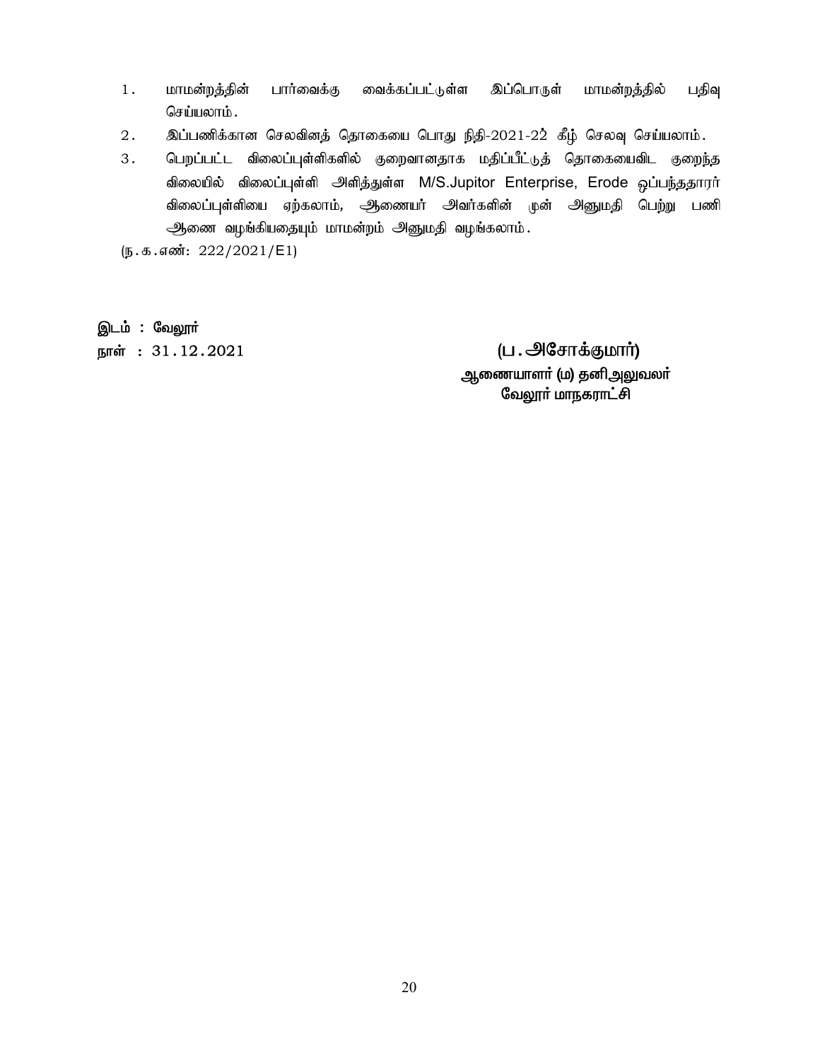1. மாமன்றத்தின் பார்வைக்கு வைக்கப்பட்டுள்ள இப்பொருள் மாமன்றத்தில் பதிவு செய்யலாம்.
2. இப்பணிக்கான செலவினத் தொகையை பொது நிதி-2021-22 கீழ் செலவு செய்யலாம்.
3. பெறப்பட்ட விலைப்புள்ளிகளில் குறைவானதாக மதிப்பீட்டுத் தொகையைவிட குறைந்த விலையில் விலைப்புள்ளி அளித்துள்ள M/S.Jupitor Enterprise, Erode ஒப்பந்ததாரர் விலைப்புள்ளியை ஏற்கலாம், ஆணையர் அவர்களின் முன் அனுமதி பெற்று பணி ஆணை வழங்கியதையும் மாமன்றம் அனுமதி வழங்கலாம்.

(ந.க.எண்: 222/2021/E1)

இடம் : வேலூர்

நாள் : 31.12.2021

(ப.அசோக்குமார்)
ஆணையாளர் (ம) தனிஅலுவலர்
வேலூர் மாநகராட்சி